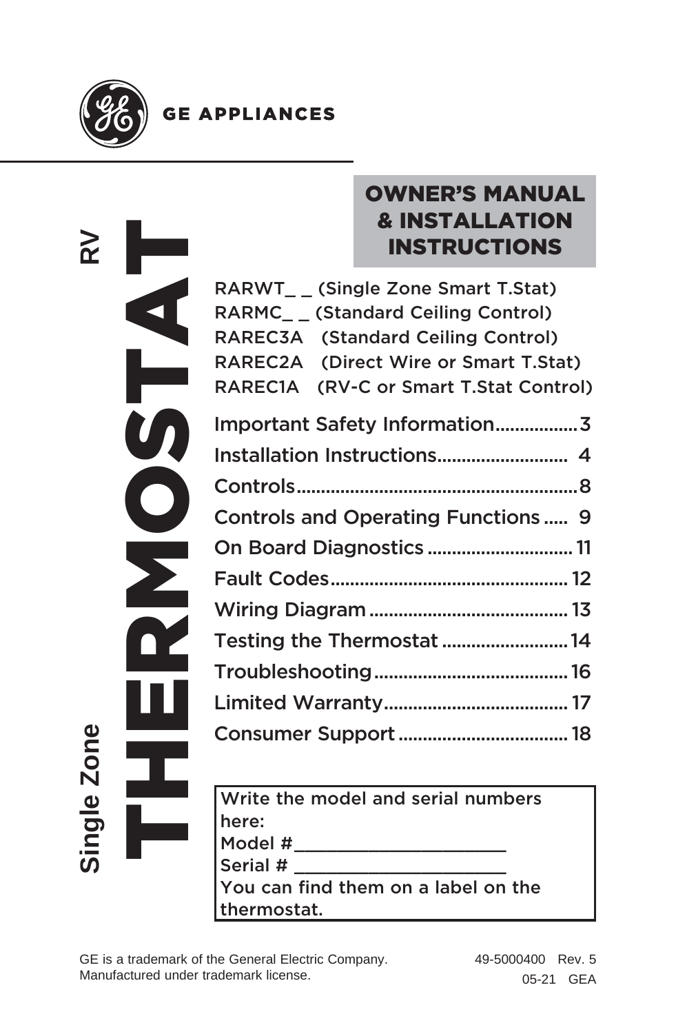GE APPLIANCES

RV

# Single Zone THERMOSTAT

## OWNER'S MANUAL & INSTALLATION INSTRUCTIONS

RARWT_ _ (Single Zone Smart T.Stat)
RARMC_ _ (Standard Ceiling Control)
RAREC3A (Standard Ceiling Control)
RAREC2A (Direct Wire or Smart T.Stat)
RAREC1A (RV-C or Smart T.Stat Control)

Important Safety Information.................3
Installation Instructions.......................... 4
Controls..........................................................8
Controls and Operating Functions..... 9
On Board Diagnostics.............................. 11
Fault Codes................................................ 12
Wiring Diagram........................................ 13
Testing the Thermostat.......................... 14
Troubleshooting....................................... 16
Limited Warranty...................................... 17
Consumer Support.................................. 18

Write the model and serial numbers here:
Model # _____________________
Serial # _____________________
You can find them on a label on the thermostat.

GE is a trademark of the General Electric Company.
Manufactured under trademark license.

49-5000400 Rev. 5
05-21 GEA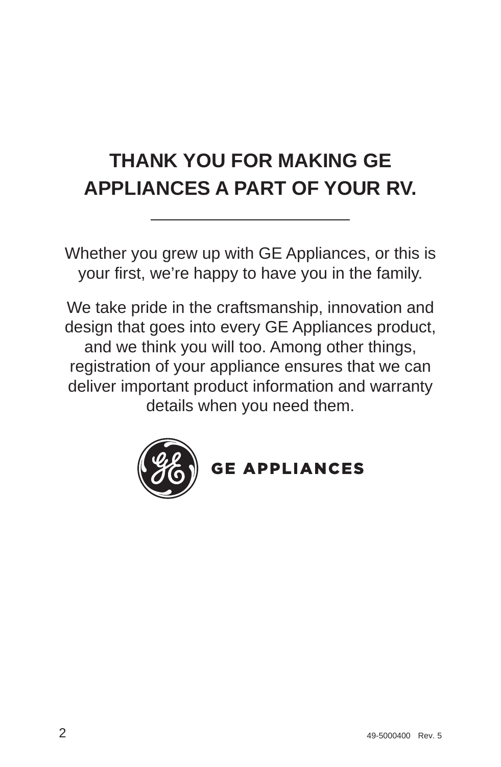# THANK YOU FOR MAKING GE APPLIANCES A PART OF YOUR RV.

Whether you grew up with GE Appliances, or this is your first, we're happy to have you in the family.

We take pride in the craftsmanship, innovation and design that goes into every GE Appliances product, and we think you will too. Among other things, registration of your appliance ensures that we can deliver important product information and warranty details when you need them.

GE APPLIANCES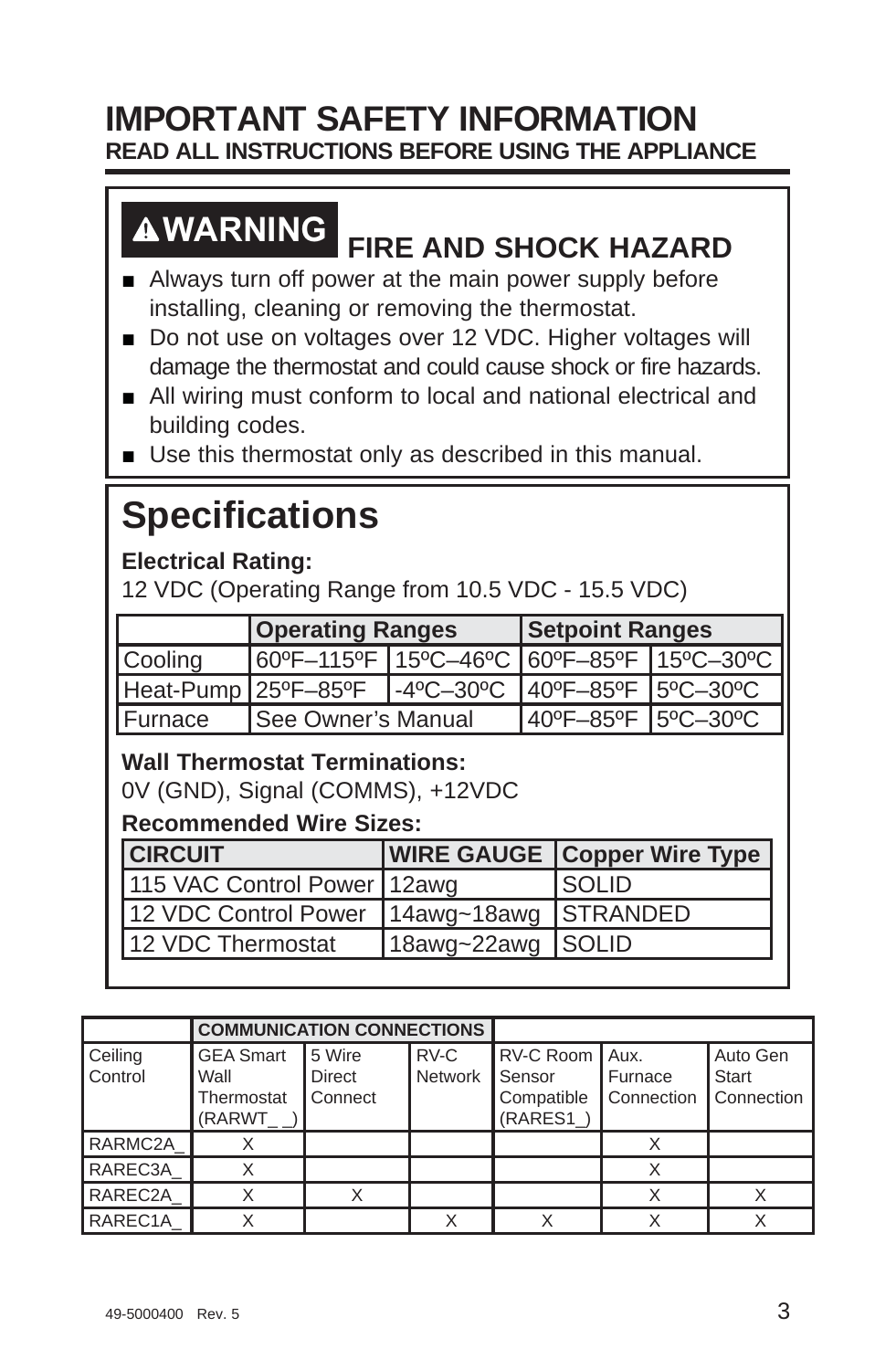# IMPORTANT SAFETY INFORMATION

**READ ALL INSTRUCTIONS BEFORE USING THE APPLIANCE**

## ⚠WARNING FIRE AND SHOCK HAZARD

- Always turn off power at the main power supply before installing, cleaning or removing the thermostat.
- Do not use on voltages over 12 VDC. Higher voltages will damage the thermostat and could cause shock or fire hazards.
- All wiring must conform to local and national electrical and building codes.
- Use this thermostat only as described in this manual.

# Specifications

**Electrical Rating:**

12 VDC (Operating Range from 10.5 VDC - 15.5 VDC)

| | Operating Ranges | | Setpoint Ranges | |
|---|---|---|---|---|
| Cooling | 60ºF–115ºF | 15ºC–46ºC | 60ºF–85ºF | 15ºC–30ºC |
| Heat-Pump | 25ºF–85ºF | -4ºC–30ºC | 40ºF–85ºF | 5ºC–30ºC |
| Furnace | See Owner's Manual | | 40ºF–85ºF | 5ºC–30ºC |

**Wall Thermostat Terminations:**

0V (GND), Signal (COMMS), +12VDC

**Recommended Wire Sizes:**

| CIRCUIT | WIRE GAUGE | Copper Wire Type |
|---|---|---|
| 115 VAC Control Power | 12awg | SOLID |
| 12 VDC Control Power | 14awg~18awg | STRANDED |
| 12 VDC Thermostat | 18awg~22awg | SOLID |

| | COMMUNICATION CONNECTIONS | | | | | |
|---|---|---|---|---|---|---|
| Ceiling Control | GEA Smart Wall Thermostat (RARWT_ _) | 5 Wire Direct Connect | RV-C Network | RV-C Room Sensor Compatible (RARES1_) | Aux. Furnace Connection | Auto Gen Start Connection |
| RARMC2A_ | X | | | | X | |
| RAREC3A_ | X | | | | X | |
| RAREC2A_ | X | X | | | X | X |
| RAREC1A_ | X | | X | X | X | X |

49-5000400 Rev. 5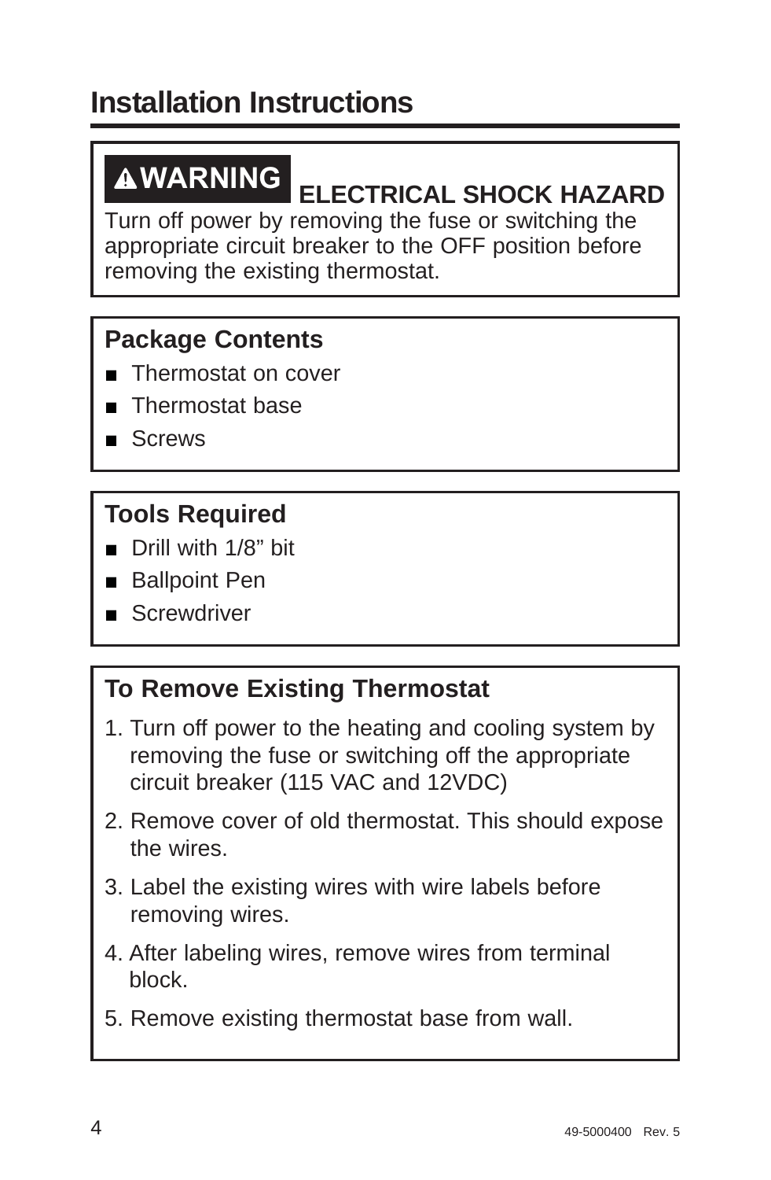# Installation Instructions

**⚠WARNING** **ELECTRICAL SHOCK HAZARD**

Turn off power by removing the fuse or switching the appropriate circuit breaker to the OFF position before removing the existing thermostat.

## Package Contents

- Thermostat on cover
- Thermostat base
- Screws

## Tools Required

- Drill with 1/8" bit
- Ballpoint Pen
- Screwdriver

## To Remove Existing Thermostat

1. Turn off power to the heating and cooling system by removing the fuse or switching off the appropriate circuit breaker (115 VAC and 12VDC)
2. Remove cover of old thermostat. This should expose the wires.
3. Label the existing wires with wire labels before removing wires.
4. After labeling wires, remove wires from terminal block.
5. Remove existing thermostat base from wall.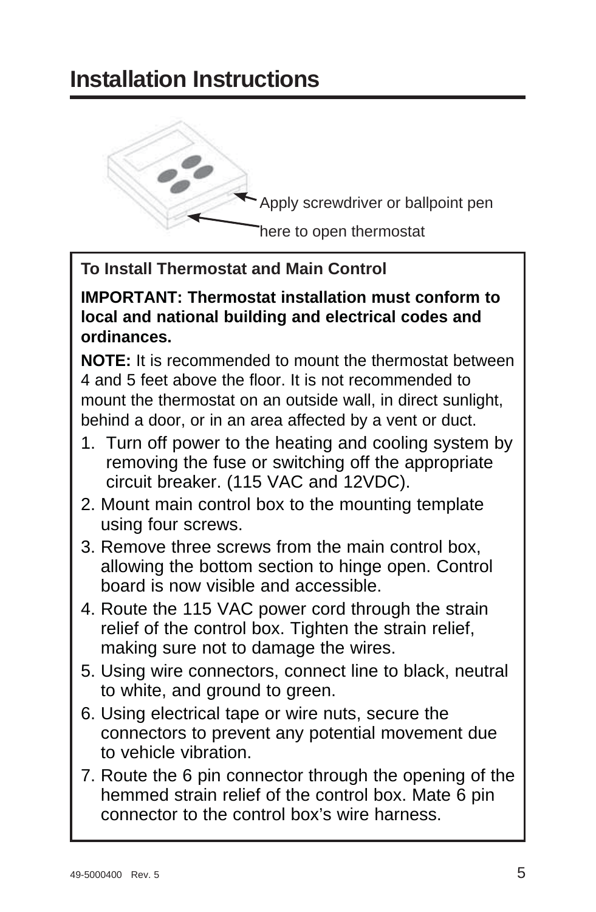# Installation Instructions

Apply screwdriver or ballpoint pen here to open thermostat

**To Install Thermostat and Main Control**

**IMPORTANT: Thermostat installation must conform to local and national building and electrical codes and ordinances.**

**NOTE:** It is recommended to mount the thermostat between 4 and 5 feet above the floor. It is not recommended to mount the thermostat on an outside wall, in direct sunlight, behind a door, or in an area affected by a vent or duct.

1. Turn off power to the heating and cooling system by removing the fuse or switching off the appropriate circuit breaker. (115 VAC and 12VDC).
2. Mount main control box to the mounting template using four screws.
3. Remove three screws from the main control box, allowing the bottom section to hinge open. Control board is now visible and accessible.
4. Route the 115 VAC power cord through the strain relief of the control box. Tighten the strain relief, making sure not to damage the wires.
5. Using wire connectors, connect line to black, neutral to white, and ground to green.
6. Using electrical tape or wire nuts, secure the connectors to prevent any potential movement due to vehicle vibration.
7. Route the 6 pin connector through the opening of the hemmed strain relief of the control box. Mate 6 pin connector to the control box's wire harness.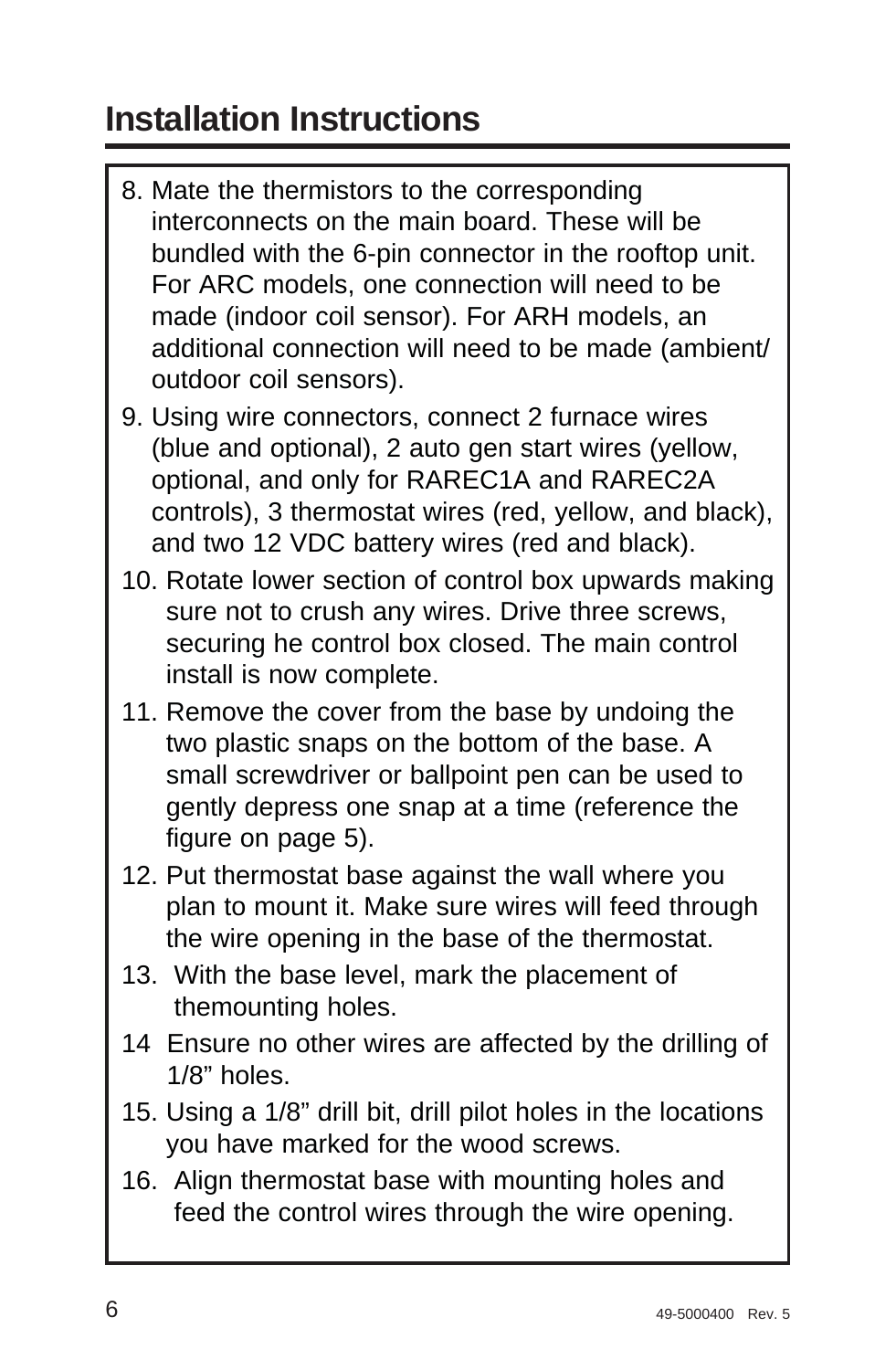# Installation Instructions

8. Mate the thermistors to the corresponding interconnects on the main board. These will be bundled with the 6-pin connector in the rooftop unit. For ARC models, one connection will need to be made (indoor coil sensor). For ARH models, an additional connection will need to be made (ambient/outdoor coil sensors).
9. Using wire connectors, connect 2 furnace wires (blue and optional), 2 auto gen start wires (yellow, optional, and only for RAREC1A and RAREC2A controls), 3 thermostat wires (red, yellow, and black), and two 12 VDC battery wires (red and black).
10. Rotate lower section of control box upwards making sure not to crush any wires. Drive three screws, securing he control box closed. The main control install is now complete.
11. Remove the cover from the base by undoing the two plastic snaps on the bottom of the base. A small screwdriver or ballpoint pen can be used to gently depress one snap at a time (reference the figure on page 5).
12. Put thermostat base against the wall where you plan to mount it. Make sure wires will feed through the wire opening in the base of the thermostat.
13. With the base level, mark the placement of themounting holes.
14 Ensure no other wires are affected by the drilling of 1/8" holes.
15. Using a 1/8" drill bit, drill pilot holes in the locations you have marked for the wood screws.
16. Align thermostat base with mounting holes and feed the control wires through the wire opening.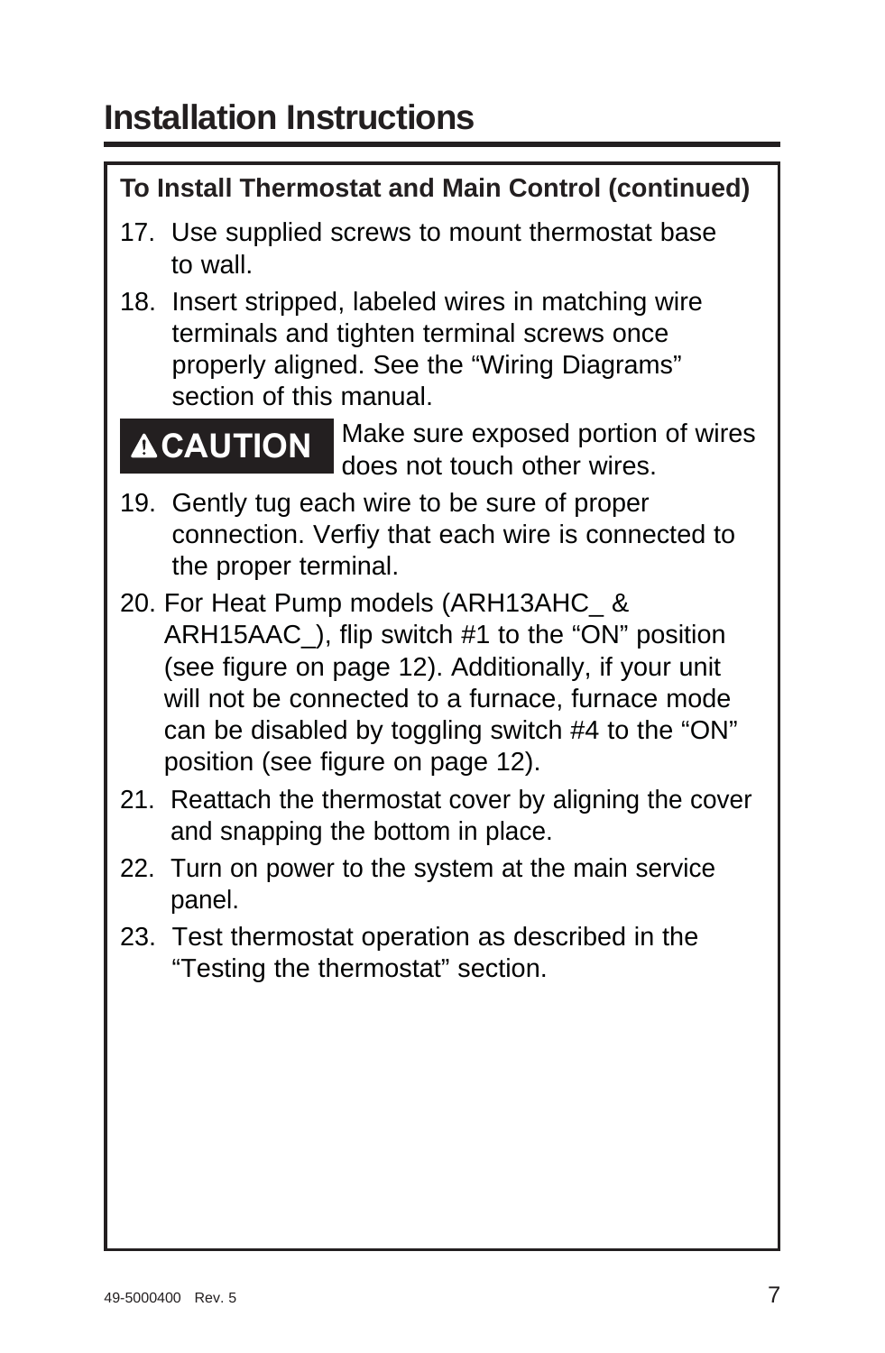# Installation Instructions

**To Install Thermostat and Main Control (continued)**

17. Use supplied screws to mount thermostat base to wall.
18. Insert stripped, labeled wires in matching wire terminals and tighten terminal screws once properly aligned. See the “Wiring Diagrams” section of this manual.

**⚠CAUTION** Make sure exposed portion of wires does not touch other wires.

19. Gently tug each wire to be sure of proper connection. Verfiy that each wire is connected to the proper terminal.
20. For Heat Pump models (ARH13AHC_ & ARH15AAC_), flip switch #1 to the “ON” position (see figure on page 12). Additionally, if your unit will not be connected to a furnace, furnace mode can be disabled by toggling switch #4 to the “ON” position (see figure on page 12).
21. Reattach the thermostat cover by aligning the cover and snapping the bottom in place.
22. Turn on power to the system at the main service panel.
23. Test thermostat operation as described in the “Testing the thermostat” section.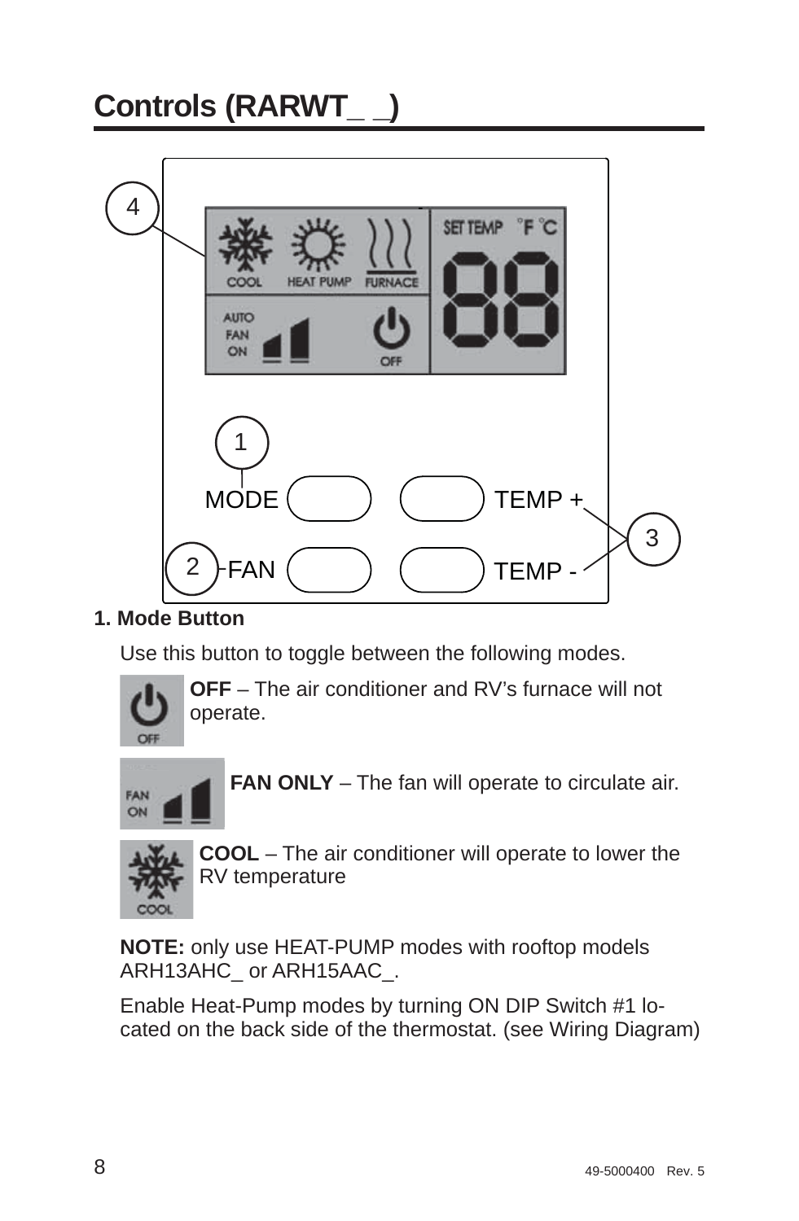# Controls (RARWT_ _)

4

COOL HEAT PUMP FURNACE

SET TEMP °F °C

AUTO FAN ON

OFF

1

MODE

TEMP +

3

2 FAN

TEMP -

**1. Mode Button**

Use this button to toggle between the following modes.

**OFF** – The air conditioner and RV's furnace will not operate.

**FAN ONLY** – The fan will operate to circulate air.

**COOL** – The air conditioner will operate to lower the RV temperature

**NOTE:** only use HEAT-PUMP modes with rooftop models ARH13AHC_ or ARH15AAC_.

Enable Heat-Pump modes by turning ON DIP Switch #1 located on the back side of the thermostat. (see Wiring Diagram)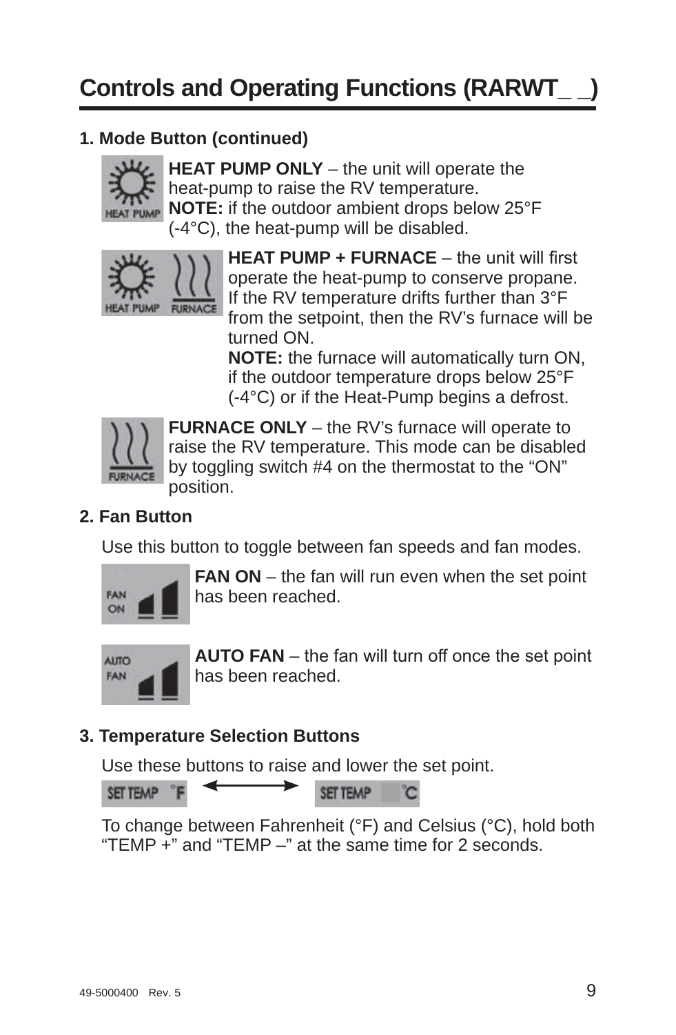# Controls and Operating Functions (RARWT_ _)

### 1. Mode Button (continued)

**HEAT PUMP ONLY** – the unit will operate the heat-pump to raise the RV temperature.
**NOTE:** if the outdoor ambient drops below 25°F (-4°C), the heat-pump will be disabled.

**HEAT PUMP + FURNACE** – the unit will first operate the heat-pump to conserve propane. If the RV temperature drifts further than 3°F from the setpoint, then the RV's furnace will be turned ON.
**NOTE:** the furnace will automatically turn ON, if the outdoor temperature drops below 25°F (-4°C) or if the Heat-Pump begins a defrost.

**FURNACE ONLY** – the RV's furnace will operate to raise the RV temperature. This mode can be disabled by toggling switch #4 on the thermostat to the "ON" position.

### 2. Fan Button

Use this button to toggle between fan speeds and fan modes.

**FAN ON** – the fan will run even when the set point has been reached.

**AUTO FAN** – the fan will turn off once the set point has been reached.

### 3. Temperature Selection Buttons

Use these buttons to raise and lower the set point.

SET TEMP °F ⟷ SET TEMP °C

To change between Fahrenheit (°F) and Celsius (°C), hold both "TEMP +" and "TEMP –" at the same time for 2 seconds.

49-5000400 Rev. 5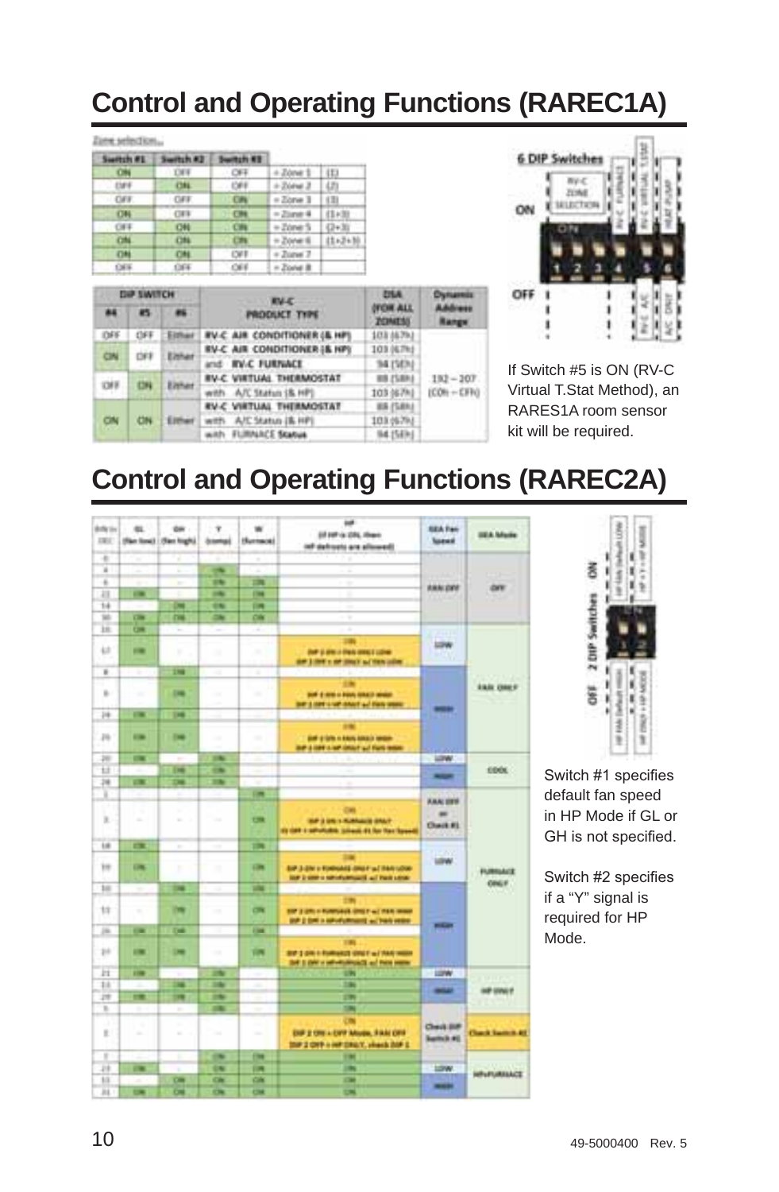# Control and Operating Functions (RAREC1A)

Zone selection...

| Switch #1 | Switch #2 | Switch #3 | | |
|---|---|---|---|---|
| ON | OFF | OFF | = Zone 1 | (1) |
| OFF | ON | OFF | = Zone 2 | (2) |
| OFF | OFF | ON | = Zone 3 | (3) |
| ON | OFF | ON | = Zone 4 | (1+3) |
| OFF | ON | ON | = Zone 5 | (2+3) |
| ON | ON | ON | = Zone 6 | (1+2+3) |
| ON | ON | OFF | = Zone 7 | |
| OFF | OFF | OFF | = Zone 8 | |

| DIP SWITCH | | | RV-C PRODUCT TYPE | DSA (FOR ALL ZONES) | Dynamic Address Range |
|---|---|---|---|---|---|
| #4 | #5 | #6 | | | |
| OFF | OFF | Either | RV-C AIR CONDITIONER (& HP) | 103 (67h) | |
| ON | OFF | Either | RV-C AIR CONDITIONER (& HP) and RV-C FURNACE | 103 (67h) / 94 (5Eh) | |
| OFF | ON | Either | RV-C VIRTUAL THERMOSTAT with A/C Status (& HP) | 88 (58h) / 103 (67h) | 192 – 207 (C0h – CFh) |
| ON | ON | Either | RV-C VIRTUAL THERMOSTAT with A/C Status (& HP) with FURNACE Status | 88 (58h) / 103 (67h) / 94 (5Eh) | |

6 DIP Switches: 1–3 RV-C ZONE SELECTION; 4 ON: RV-C FURNACE / OFF: RV-C A/C; 5 ON: RV-C VIRTUAL T.STAT / OFF: RV-C A/C; 6 ON: HEAT PUMP / OFF: A/C ONLY

If Switch #5 is ON (RV-C Virtual T.Stat Method), an RARES1A room sensor kit will be required.

# Control and Operating Functions (RAREC2A)

Switch #1 specifies default fan speed in HP Mode if GL or GH is not specified.

Switch #2 specifies if a "Y" signal is required for HP Mode.

2 DIP Switches: 1 ON: HP FAN Default LOW / OFF: HP FAN Default HIGH; 2 ON: HP + Y = HP MODE / OFF: HP ONLY = HP MODE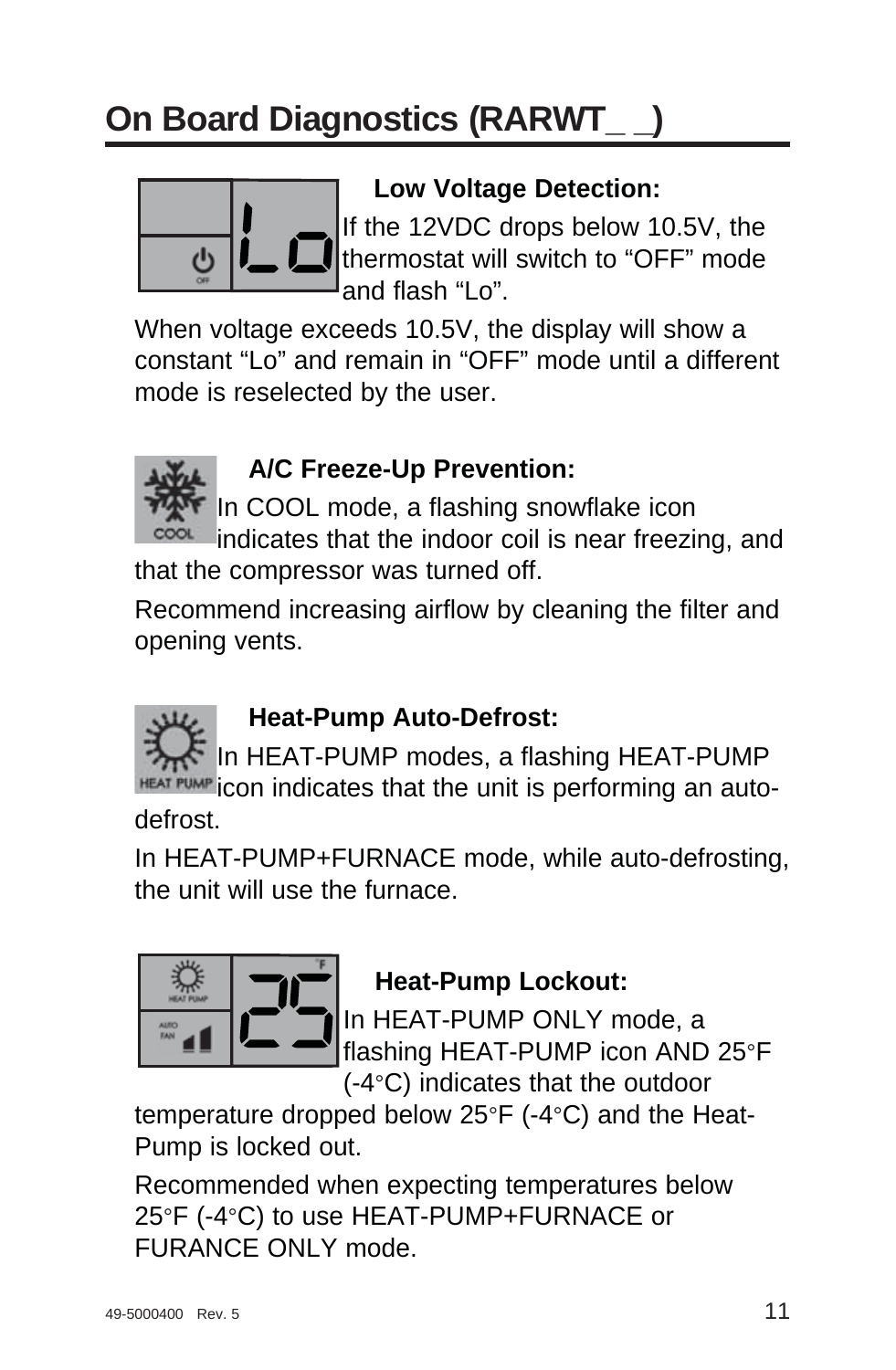# On Board Diagnostics (RARWT_ _)

**Low Voltage Detection:**

If the 12VDC drops below 10.5V, the thermostat will switch to “OFF” mode and flash “Lo”.

When voltage exceeds 10.5V, the display will show a constant “Lo” and remain in “OFF” mode until a different mode is reselected by the user.

**A/C Freeze-Up Prevention:**

In COOL mode, a flashing snowflake icon indicates that the indoor coil is near freezing, and that the compressor was turned off.

Recommend increasing airflow by cleaning the filter and opening vents.

**Heat-Pump Auto-Defrost:**

In HEAT-PUMP modes, a flashing HEAT-PUMP icon indicates that the unit is performing an auto-defrost.

In HEAT-PUMP+FURNACE mode, while auto-defrosting, the unit will use the furnace.

**Heat-Pump Lockout:**

In HEAT-PUMP ONLY mode, a flashing HEAT-PUMP icon AND 25°F (-4°C) indicates that the outdoor temperature dropped below 25°F (-4°C) and the Heat-Pump is locked out.

Recommended when expecting temperatures below 25°F (-4°C) to use HEAT-PUMP+FURNACE or FURANCE ONLY mode.

49-5000400 Rev. 5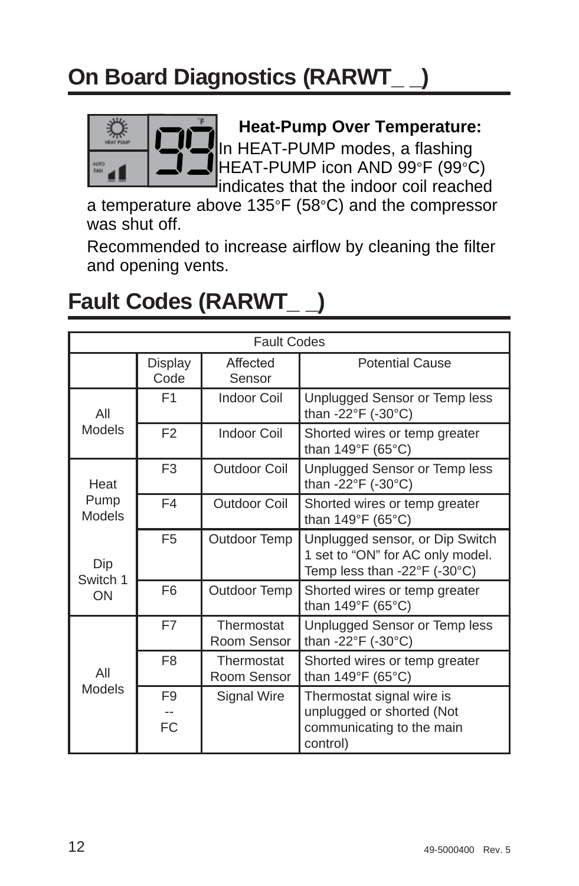# On Board Diagnostics (RARWT_ _)

**Heat-Pump Over Temperature:** In HEAT-PUMP modes, a flashing HEAT-PUMP icon AND 99°F (99°C) indicates that the indoor coil reached a temperature above 135°F (58°C) and the compressor was shut off.

Recommended to increase airflow by cleaning the filter and opening vents.

# Fault Codes (RARWT_ _)

| Fault Codes | | | |
|---|---|---|---|
| | Display Code | Affected Sensor | Potential Cause |
| All Models | F1 | Indoor Coil | Unplugged Sensor or Temp less than -22°F (-30°C) |
| | F2 | Indoor Coil | Shorted wires or temp greater than 149°F (65°C) |
| Heat Pump Models | F3 | Outdoor Coil | Unplugged Sensor or Temp less than -22°F (-30°C) |
| | F4 | Outdoor Coil | Shorted wires or temp greater than 149°F (65°C) |
| Dip Switch 1 ON | F5 | Outdoor Temp | Unplugged sensor, or Dip Switch 1 set to "ON" for AC only model. Temp less than -22°F (-30°C) |
| | F6 | Outdoor Temp | Shorted wires or temp greater than 149°F (65°C) |
| All Models | F7 | Thermostat Room Sensor | Unplugged Sensor or Temp less than -22°F (-30°C) |
| | F8 | Thermostat Room Sensor | Shorted wires or temp greater than 149°F (65°C) |
| | F9 -- FC | Signal Wire | Thermostat signal wire is unplugged or shorted (Not communicating to the main control) |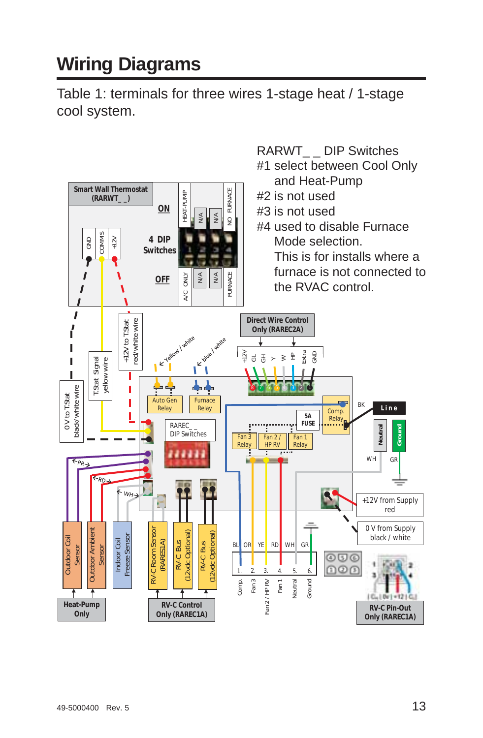# Wiring Diagrams

Table 1: terminals for three wires 1-stage heat / 1-stage cool system.

RARWT_ _ DIP Switches
#1 select between Cool Only and Heat-Pump
#2 is not used
#3 is not used
#4 used to disable Furnace Mode selection. This is for installs where a furnace is not connected to the RVAC control.

Smart Wall Thermostat (RARWT_ _)

ON

4 DIP Switches

OFF

HEAT-PUMP | N/A | N/A | NO FURNACE

A/C ONLY | N/A | N/A | FURNACE

GND | COMMS | +12V

0 V to T.Stat black/white wire

T.Stat Signal yellow wire

+12V to T.Stat red/white wire

yellow / white

blue / white

Direct Wire Control Only (RAREC2A)

+12V GL GH Y W HP Extra GND

8 7 6 5 4 3 2 1

Auto Gen Relay

Furnace Relay

RAREC_ _ DIP Switches

5A FUSE

Comp. Relay

Fan 3 Relay

Fan 2 / HP RV

Fan 1 Relay

BK

Line

Neutral

Ground

WH

GR

PR

RD

WH

+12V from Supply red

0 V from Supply black / white

Outdoor Coil Sensor

Outdoor Ambient Sensor

Indoor Coil Freeze Sensor

RV-C Room Sensor (RARESIA)

RV-C Bus (12vdc Optional)

RV-C Bus (12vdc Optional)

BL OR YE RD WH GR

1. 2. 3. 4. 5. 6.

Comp. Fan 3 Fan 2 / HP RV Fan 1 Neutral Ground

Heat-Pump Only

RV-C Control Only (RAREC1A)

RV-C Pin-Out Only (RAREC1A)

49-5000400 Rev. 5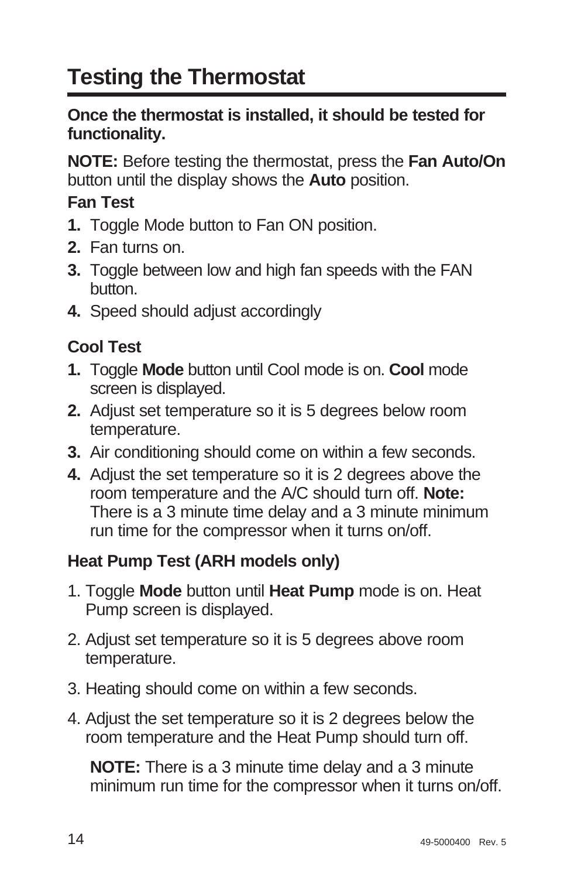# Testing the Thermostat

**Once the thermostat is installed, it should be tested for functionality.**

**NOTE:** Before testing the thermostat, press the **Fan Auto/On** button until the display shows the **Auto** position.

### Fan Test

1. Toggle Mode button to Fan ON position.
2. Fan turns on.
3. Toggle between low and high fan speeds with the FAN button.
4. Speed should adjust accordingly

### Cool Test

1. Toggle **Mode** button until Cool mode is on. **Cool** mode screen is displayed.
2. Adjust set temperature so it is 5 degrees below room temperature.
3. Air conditioning should come on within a few seconds.
4. Adjust the set temperature so it is 2 degrees above the room temperature and the A/C should turn off. **Note:** There is a 3 minute time delay and a 3 minute minimum run time for the compressor when it turns on/off.

### Heat Pump Test (ARH models only)

1. Toggle **Mode** button until **Heat Pump** mode is on. Heat Pump screen is displayed.
2. Adjust set temperature so it is 5 degrees above room temperature.
3. Heating should come on within a few seconds.
4. Adjust the set temperature so it is 2 degrees below the room temperature and the Heat Pump should turn off.

   **NOTE:** There is a 3 minute time delay and a 3 minute minimum run time for the compressor when it turns on/off.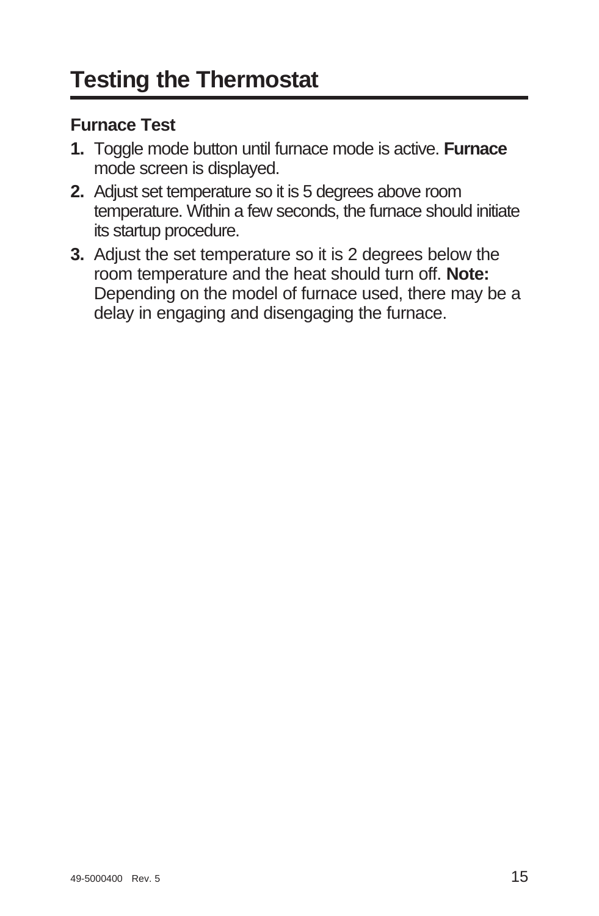# Testing the Thermostat

### Furnace Test

1. Toggle mode button until furnace mode is active. **Furnace** mode screen is displayed.
2. Adjust set temperature so it is 5 degrees above room temperature. Within a few seconds, the furnace should initiate its startup procedure.
3. Adjust the set temperature so it is 2 degrees below the room temperature and the heat should turn off. **Note:** Depending on the model of furnace used, there may be a delay in engaging and disengaging the furnace.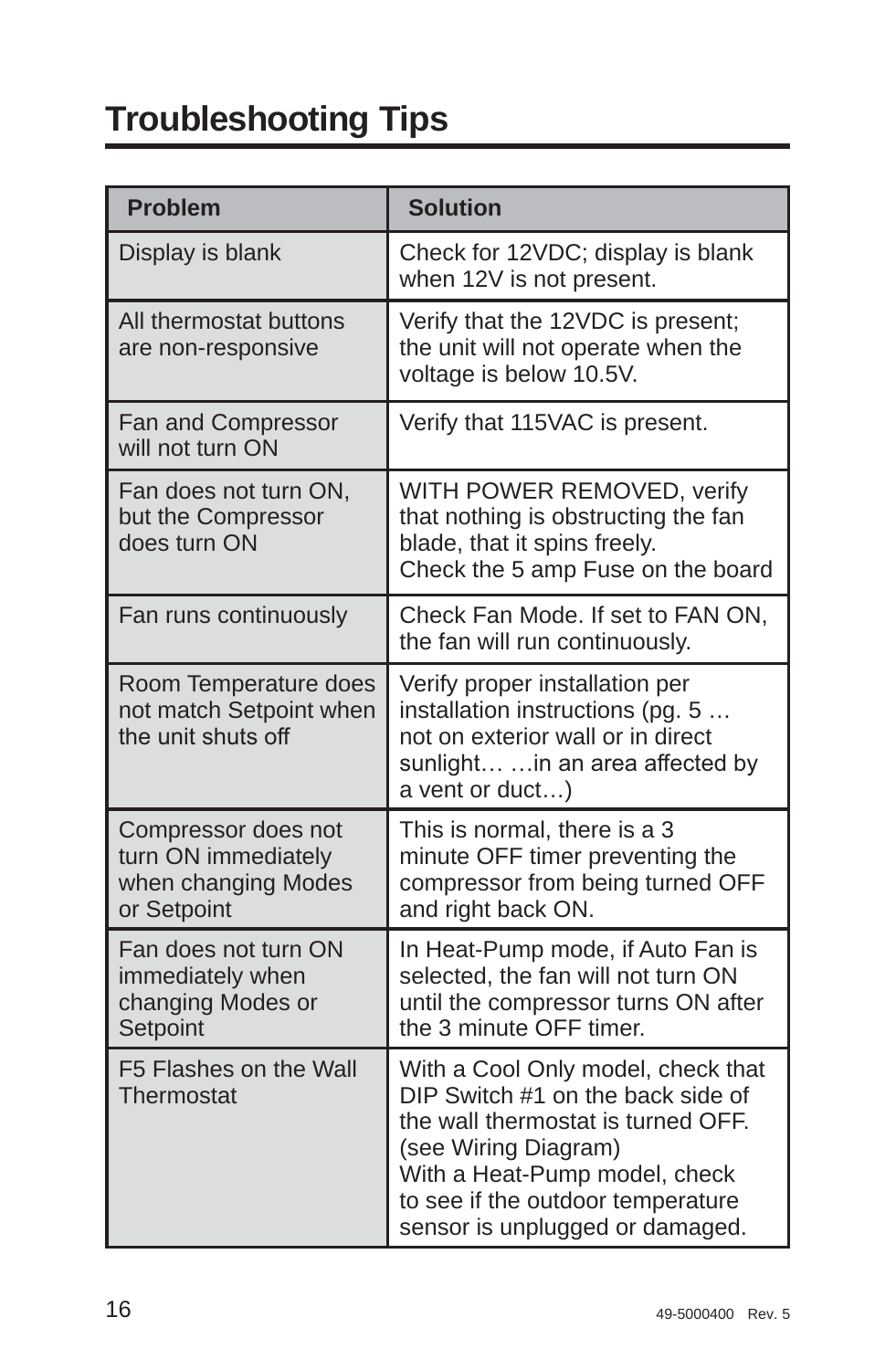# Troubleshooting Tips

| Problem | Solution |
| --- | --- |
| Display is blank | Check for 12VDC; display is blank when 12V is not present. |
| All thermostat buttons are non-responsive | Verify that the 12VDC is present; the unit will not operate when the voltage is below 10.5V. |
| Fan and Compressor will not turn ON | Verify that 115VAC is present. |
| Fan does not turn ON, but the Compressor does turn ON | WITH POWER REMOVED, verify that nothing is obstructing the fan blade, that it spins freely. Check the 5 amp Fuse on the board |
| Fan runs continuously | Check Fan Mode. If set to FAN ON, the fan will run continuously. |
| Room Temperature does not match Setpoint when the unit shuts off | Verify proper installation per installation instructions (pg. 5 … not on exterior wall or in direct sunlight… …in an area affected by a vent or duct…) |
| Compressor does not turn ON immediately when changing Modes or Setpoint | This is normal, there is a 3 minute OFF timer preventing the compressor from being turned OFF and right back ON. |
| Fan does not turn ON immediately when changing Modes or Setpoint | In Heat-Pump mode, if Auto Fan is selected, the fan will not turn ON until the compressor turns ON after the 3 minute OFF timer. |
| F5 Flashes on the Wall Thermostat | With a Cool Only model, check that DIP Switch #1 on the back side of the wall thermostat is turned OFF. (see Wiring Diagram) With a Heat-Pump model, check to see if the outdoor temperature sensor is unplugged or damaged. |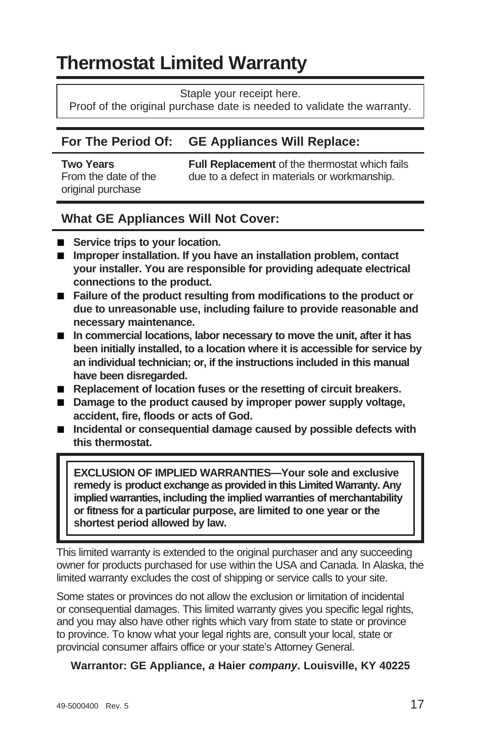# Thermostat Limited Warranty

Staple your receipt here.
Proof of the original purchase date is needed to validate the warranty.

| For The Period Of: | GE Appliances Will Replace: |
| --- | --- |
| **Two Years** From the date of the original purchase | **Full Replacement** of the thermostat which fails due to a defect in materials or workmanship. |

## What GE Appliances Will Not Cover:

- **Service trips to your location.**
- **Improper installation. If you have an installation problem, contact your installer. You are responsible for providing adequate electrical connections to the product.**
- **Failure of the product resulting from modifications to the product or due to unreasonable use, including failure to provide reasonable and necessary maintenance.**
- **In commercial locations, labor necessary to move the unit, after it has been initially installed, to a location where it is accessible for service by an individual technician; or, if the instructions included in this manual have been disregarded.**
- **Replacement of location fuses or the resetting of circuit breakers.**
- **Damage to the product caused by improper power supply voltage, accident, fire, floods or acts of God.**
- **Incidental or consequential damage caused by possible defects with this thermostat.**

**EXCLUSION OF IMPLIED WARRANTIES—Your sole and exclusive remedy is product exchange as provided in this Limited Warranty. Any implied warranties, including the implied warranties of merchantability or fitness for a particular purpose, are limited to one year or the shortest period allowed by law.**

This limited warranty is extended to the original purchaser and any succeeding owner for products purchased for use within the USA and Canada. In Alaska, the limited warranty excludes the cost of shipping or service calls to your site.

Some states or provinces do not allow the exclusion or limitation of incidental or consequential damages. This limited warranty gives you specific legal rights, and you may also have other rights which vary from state to state or province to province. To know what your legal rights are, consult your local, state or provincial consumer affairs office or your state's Attorney General.

**Warrantor: GE Appliance, *a* Haier *company*. Louisville, KY 40225**

49-5000400 Rev. 5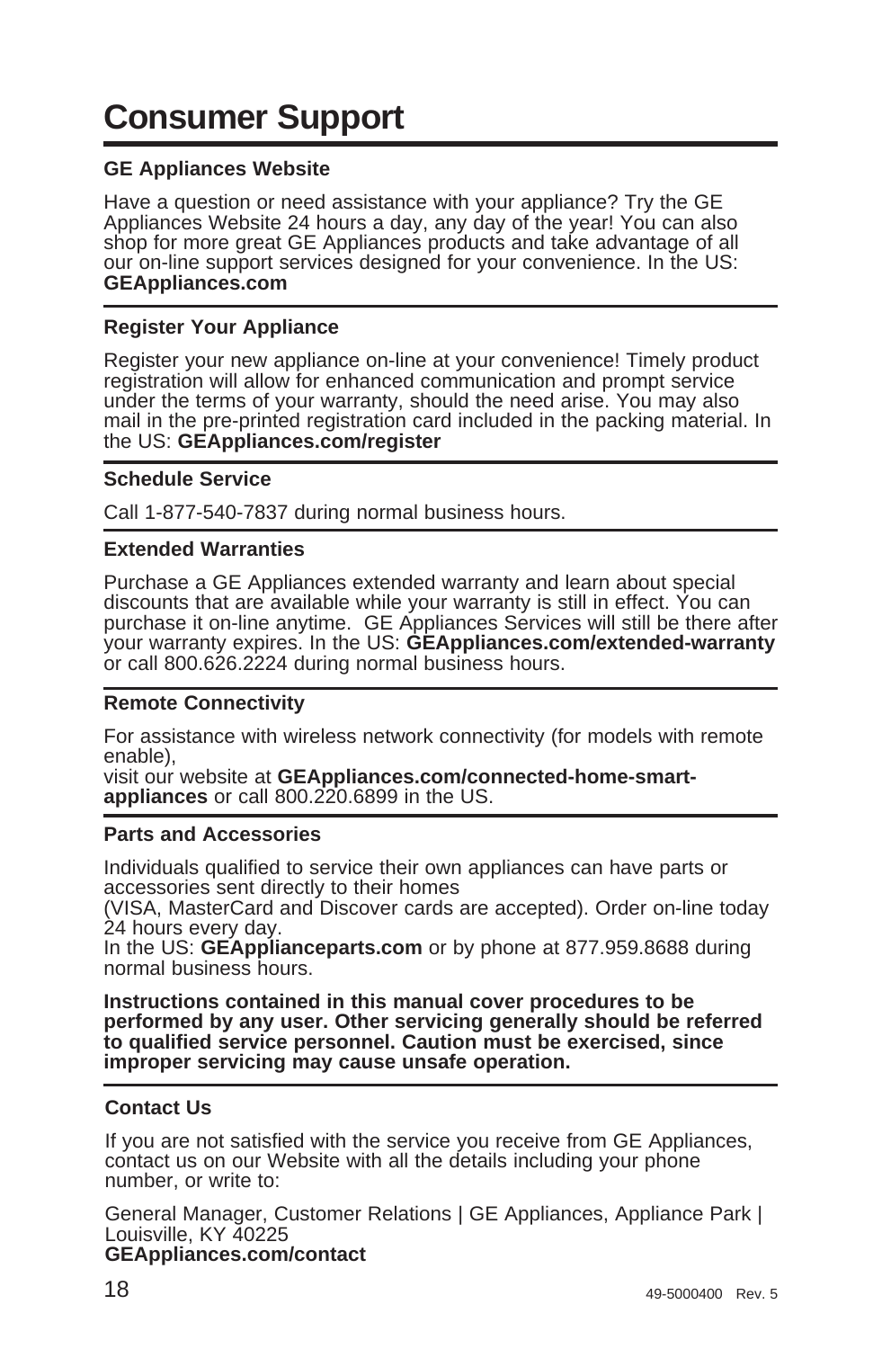# Consumer Support

### GE Appliances Website

Have a question or need assistance with your appliance? Try the GE Appliances Website 24 hours a day, any day of the year! You can also shop for more great GE Appliances products and take advantage of all our on-line support services designed for your convenience. In the US: **GEAppliances.com**

### Register Your Appliance

Register your new appliance on-line at your convenience! Timely product registration will allow for enhanced communication and prompt service under the terms of your warranty, should the need arise. You may also mail in the pre-printed registration card included in the packing material. In the US: **GEAppliances.com/register**

### Schedule Service

Call 1-877-540-7837 during normal business hours.

### Extended Warranties

Purchase a GE Appliances extended warranty and learn about special discounts that are available while your warranty is still in effect. You can purchase it on-line anytime.  GE Appliances Services will still be there after your warranty expires. In the US: **GEAppliances.com/extended-warranty** or call 800.626.2224 during normal business hours.

### Remote Connectivity

For assistance with wireless network connectivity (for models with remote enable),
visit our website at **GEAppliances.com/connected-home-smart-appliances** or call 800.220.6899 in the US.

### Parts and Accessories

Individuals qualified to service their own appliances can have parts or accessories sent directly to their homes
(VISA, MasterCard and Discover cards are accepted). Order on-line today 24 hours every day.
In the US: **GEApplianceparts.com** or by phone at 877.959.8688 during normal business hours.

**Instructions contained in this manual cover procedures to be performed by any user. Other servicing generally should be referred to qualified service personnel. Caution must be exercised, since improper servicing may cause unsafe operation.**

### Contact Us

If you are not satisfied with the service you receive from GE Appliances, contact us on our Website with all the details including your phone number, or write to:

General Manager, Customer Relations | GE Appliances, Appliance Park | Louisville, KY 40225
**GEAppliances.com/contact**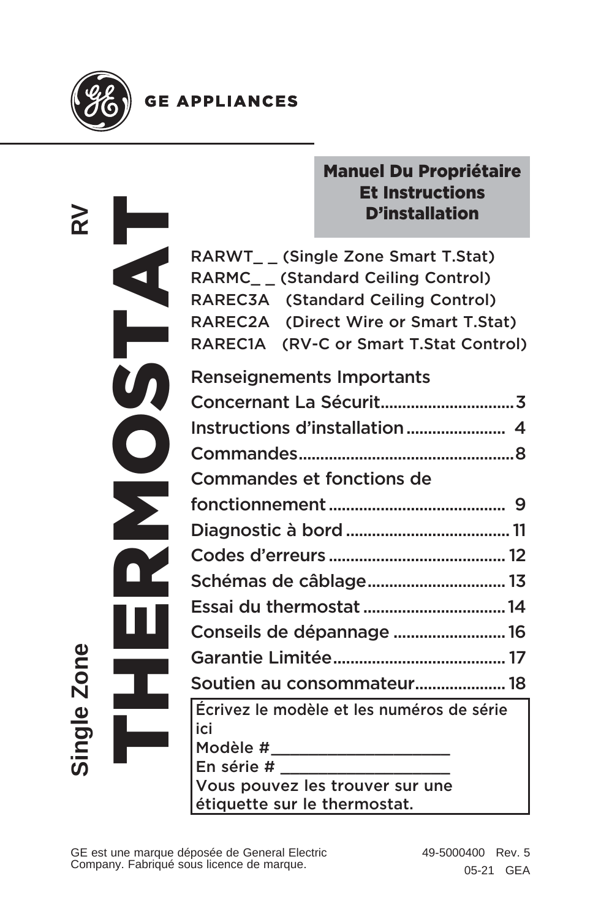GE APPLIANCES

# RV Single Zone THERMOSTAT

## Manuel Du Propriétaire Et Instructions D'installation

RARWT_ _ (Single Zone Smart T.Stat)
RARMC_ _ (Standard Ceiling Control)
RAREC3A (Standard Ceiling Control)
RAREC2A (Direct Wire or Smart T.Stat)
RAREC1A (RV-C or Smart T.Stat Control)

Renseignements Importants Concernant La Sécurit.............................3
Instructions d'installation...................... 4
Commandes.................................................8
Commandes et fonctions de fonctionnement....................................... 9
Diagnostic à bord..................................... 11
Codes d'erreurs........................................ 12
Schémas de câblage................................ 13
Essai du thermostat................................ 14
Conseils de dépannage .......................... 16
Garantie Limitée....................................... 17
Soutien au consommateur..................... 18

Écrivez le modèle et les numéros de série ici
Modèle #____________________
En série # ___________________
Vous pouvez les trouver sur une étiquette sur le thermostat.

GE est une marque déposée de General Electric Company. Fabriqué sous licence de marque.

49-5000400 Rev. 5
05-21 GEA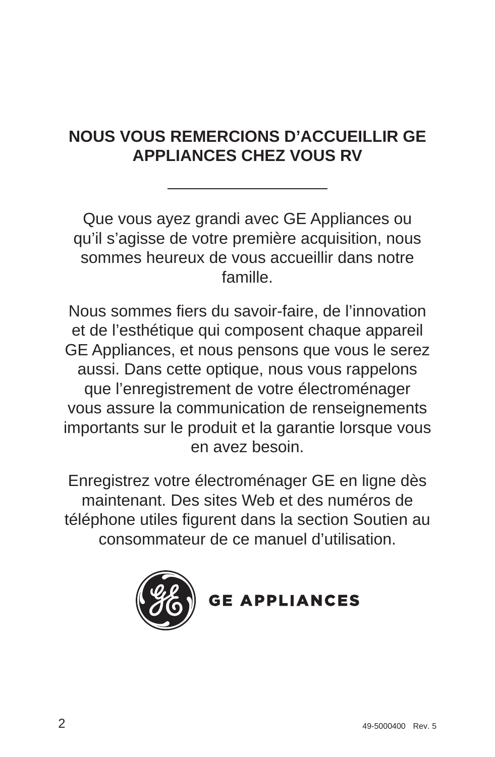# NOUS VOUS REMERCIONS D'ACCUEILLIR GE APPLIANCES CHEZ VOUS RV

---

Que vous ayez grandi avec GE Appliances ou qu'il s'agisse de votre première acquisition, nous sommes heureux de vous accueillir dans notre famille.

Nous sommes fiers du savoir-faire, de l'innovation et de l'esthétique qui composent chaque appareil GE Appliances, et nous pensons que vous le serez aussi. Dans cette optique, nous vous rappelons que l'enregistrement de votre électroménager vous assure la communication de renseignements importants sur le produit et la garantie lorsque vous en avez besoin.

Enregistrez votre électroménager GE en ligne dès maintenant. Des sites Web et des numéros de téléphone utiles figurent dans la section Soutien au consommateur de ce manuel d'utilisation.

GE APPLIANCES

49-5000400 Rev. 5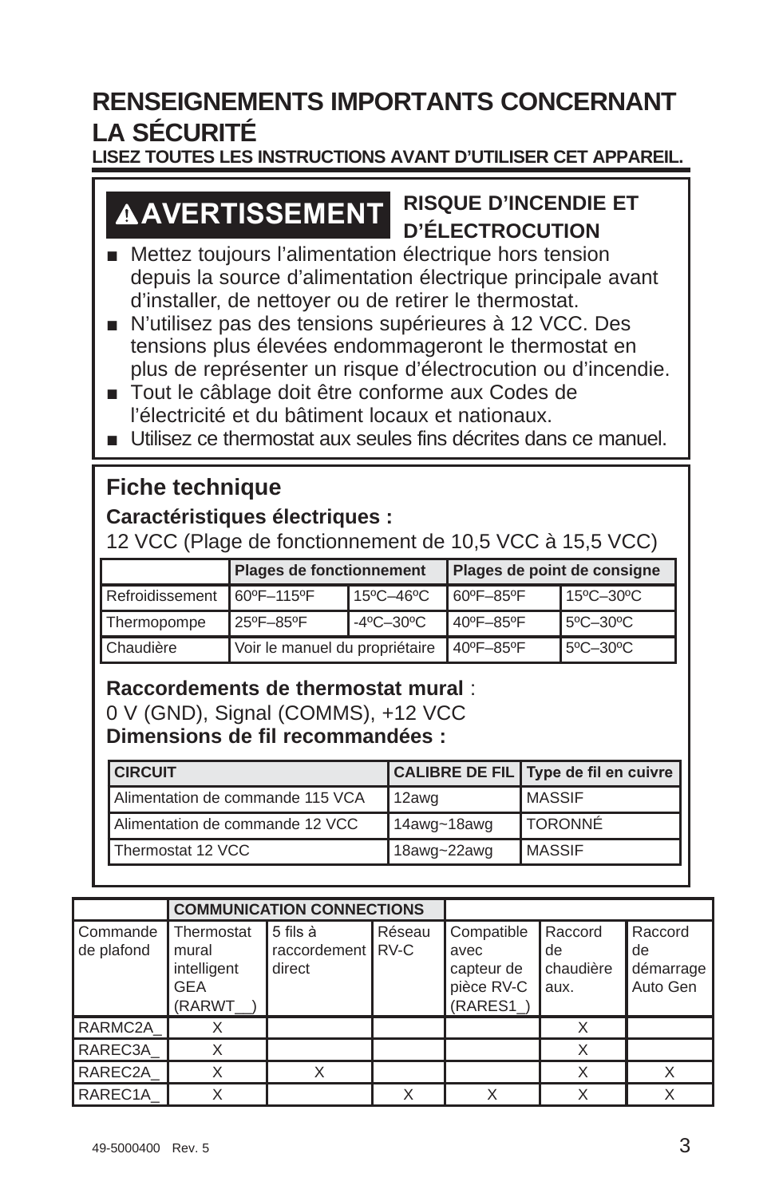# RENSEIGNEMENTS IMPORTANTS CONCERNANT LA SÉCURITÉ

**LISEZ TOUTES LES INSTRUCTIONS AVANT D'UTILISER CET APPAREIL.**

**⚠AVERTISSEMENT** **RISQUE D'INCENDIE ET D'ÉLECTROCUTION**

- Mettez toujours l'alimentation électrique hors tension depuis la source d'alimentation électrique principale avant d'installer, de nettoyer ou de retirer le thermostat.
- N'utilisez pas des tensions supérieures à 12 VCC. Des tensions plus élevées endommageront le thermostat en plus de représenter un risque d'électrocution ou d'incendie.
- Tout le câblage doit être conforme aux Codes de l'électricité et du bâtiment locaux et nationaux.
- Utilisez ce thermostat aux seules fins décrites dans ce manuel.

## Fiche technique

**Caractéristiques électriques :**

12 VCC (Plage de fonctionnement de 10,5 VCC à 15,5 VCC)

| | **Plages de fonctionnement** | | **Plages de point de consigne** | |
|---|---|---|---|---|
| Refroidissement | 60ºF–115ºF | 15ºC–46ºC | 60ºF–85ºF | 15ºC–30ºC |
| Thermopompe | 25ºF–85ºF | -4ºC–30ºC | 40ºF–85ºF | 5ºC–30ºC |
| Chaudière | Voir le manuel du propriétaire | | 40ºF–85ºF | 5ºC–30ºC |

**Raccordements de thermostat mural** :

0 V (GND), Signal (COMMS), +12 VCC

**Dimensions de fil recommandées :**

| **CIRCUIT** | **CALIBRE DE FIL** | **Type de fil en cuivre** |
|---|---|---|
| Alimentation de commande 115 VCA | 12awg | MASSIF |
| Alimentation de commande 12 VCC | 14awg~18awg | TORONNÉ |
| Thermostat 12 VCC | 18awg~22awg | MASSIF |

| | **COMMUNICATION CONNECTIONS** | | | | | |
|---|---|---|---|---|---|---|
| Commande de plafond | Thermostat mural intelligent GEA (RARWT__) | 5 fils à raccordement direct | Réseau RV-C | Compatible avec capteur de pièce RV-C (RARES1_) | Raccord de chaudière aux. | Raccord de démarrage Auto Gen |
| RARMC2A_ | X | | | | X | |
| RAREC3A_ | X | | | | X | |
| RAREC2A_ | X | X | | | X | X |
| RAREC1A_ | X | | X | X | X | X |

49-5000400 Rev. 5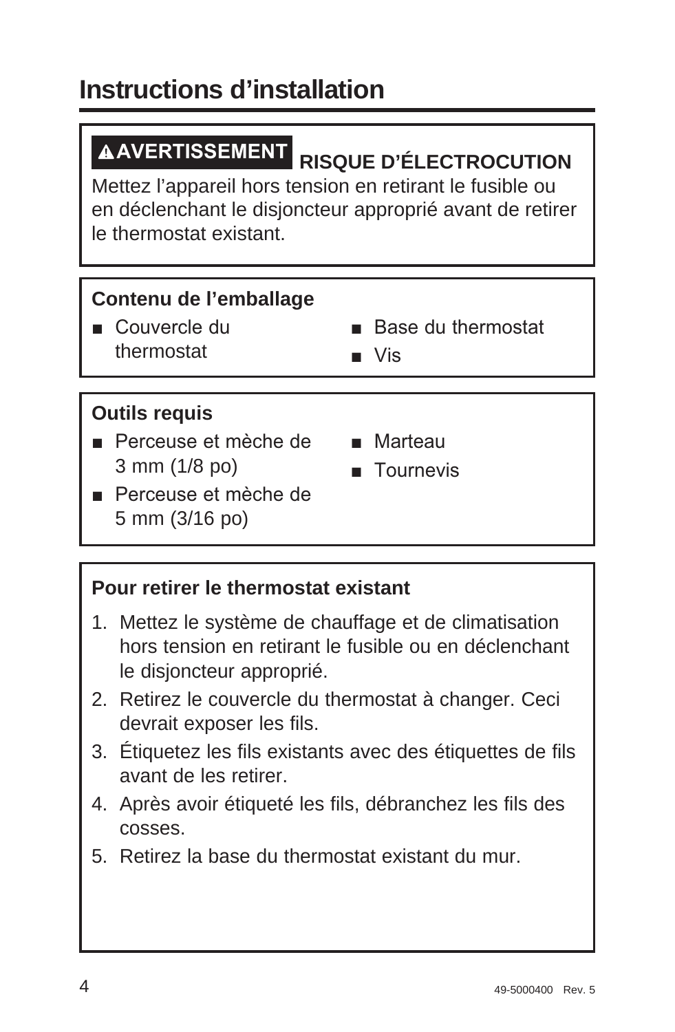# Instructions d'installation

**⚠AVERTISSEMENT** **RISQUE D'ÉLECTROCUTION**

Mettez l'appareil hors tension en retirant le fusible ou en déclenchant le disjoncteur approprié avant de retirer le thermostat existant.

**Contenu de l'emballage**

- Couvercle du thermostat
- Base du thermostat
- Vis

**Outils requis**

- Perceuse et mèche de 3 mm (1/8 po)
- Perceuse et mèche de 5 mm (3/16 po)
- Marteau
- Tournevis

**Pour retirer le thermostat existant**

1. Mettez le système de chauffage et de climatisation hors tension en retirant le fusible ou en déclenchant le disjoncteur approprié.
2. Retirez le couvercle du thermostat à changer. Ceci devrait exposer les fils.
3. Étiquetez les fils existants avec des étiquettes de fils avant de les retirer.
4. Après avoir étiqueté les fils, débranchez les fils des cosses.
5. Retirez la base du thermostat existant du mur.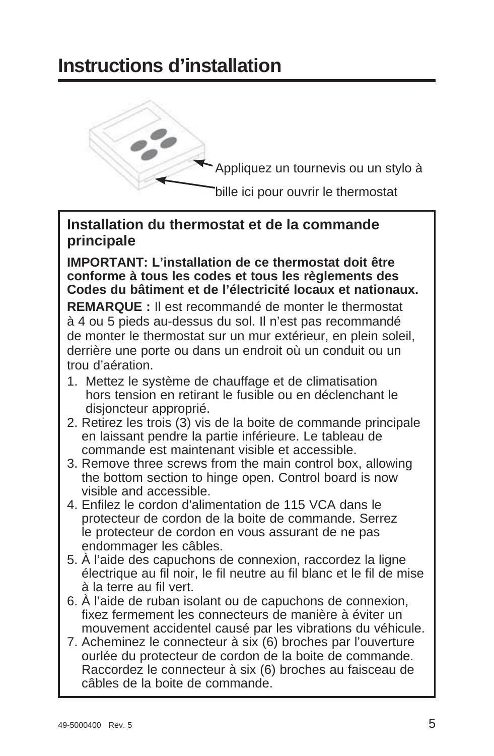# Instructions d’installation

Appliquez un tournevis ou un stylo à bille ici pour ouvrir le thermostat

## Installation du thermostat et de la commande principale

**IMPORTANT: L’installation de ce thermostat doit être conforme à tous les codes et tous les règlements des Codes du bâtiment et de l’électricité locaux et nationaux.**

**REMARQUE :** Il est recommandé de monter le thermostat à 4 ou 5 pieds au-dessus du sol. Il n’est pas recommandé de monter le thermostat sur un mur extérieur, en plein soleil, derrière une porte ou dans un endroit où un conduit ou un trou d’aération.

1. Mettez le système de chauffage et de climatisation hors tension en retirant le fusible ou en déclenchant le disjoncteur approprié.
2. Retirez les trois (3) vis de la boite de commande principale en laissant pendre la partie inférieure. Le tableau de commande est maintenant visible et accessible.
3. Remove three screws from the main control box, allowing the bottom section to hinge open. Control board is now visible and accessible.
4. Enfilez le cordon d’alimentation de 115 VCA dans le protecteur de cordon de la boite de commande. Serrez le protecteur de cordon en vous assurant de ne pas endommager les câbles.
5. À l’aide des capuchons de connexion, raccordez la ligne électrique au fil noir, le fil neutre au fil blanc et le fil de mise à la terre au fil vert.
6. À l’aide de ruban isolant ou de capuchons de connexion, fixez fermement les connecteurs de manière à éviter un mouvement accidentel causé par les vibrations du véhicule.
7. Acheminez le connecteur à six (6) broches par l’ouverture ourlée du protecteur de cordon de la boite de commande. Raccordez le connecteur à six (6) broches au faisceau de câbles de la boite de commande.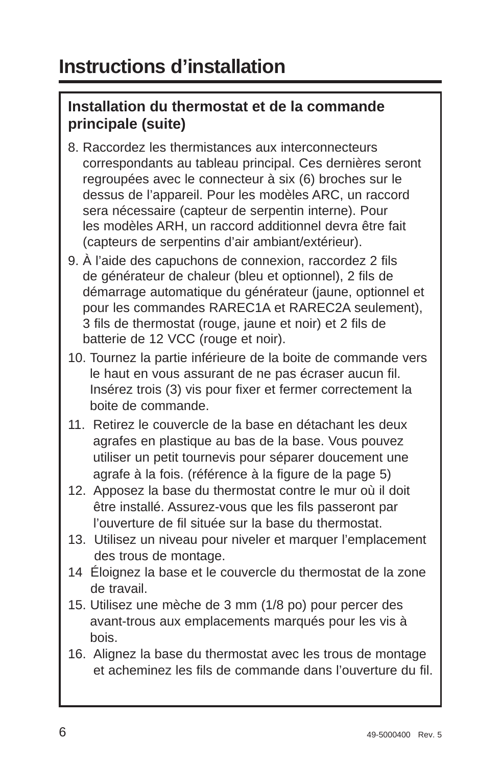# Instructions d'installation

## Installation du thermostat et de la commande principale (suite)

8. Raccordez les thermistances aux interconnecteurs correspondants au tableau principal. Ces dernières seront regroupées avec le connecteur à six (6) broches sur le dessus de l'appareil. Pour les modèles ARC, un raccord sera nécessaire (capteur de serpentin interne). Pour les modèles ARH, un raccord additionnel devra être fait (capteurs de serpentins d'air ambiant/extérieur).
9. À l'aide des capuchons de connexion, raccordez 2 fils de générateur de chaleur (bleu et optionnel), 2 fils de démarrage automatique du générateur (jaune, optionnel et pour les commandes RAREC1A et RAREC2A seulement), 3 fils de thermostat (rouge, jaune et noir) et 2 fils de batterie de 12 VCC (rouge et noir).
10. Tournez la partie inférieure de la boite de commande vers le haut en vous assurant de ne pas écraser aucun fil. Insérez trois (3) vis pour fixer et fermer correctement la boite de commande.
11. Retirez le couvercle de la base en détachant les deux agrafes en plastique au bas de la base. Vous pouvez utiliser un petit tournevis pour séparer doucement une agrafe à la fois. (référence à la figure de la page 5)
12. Apposez la base du thermostat contre le mur où il doit être installé. Assurez-vous que les fils passeront par l'ouverture de fil située sur la base du thermostat.
13. Utilisez un niveau pour niveler et marquer l'emplacement des trous de montage.
14 Éloignez la base et le couvercle du thermostat de la zone de travail.
15. Utilisez une mèche de 3 mm (1/8 po) pour percer des avant-trous aux emplacements marqués pour les vis à bois.
16. Alignez la base du thermostat avec les trous de montage et acheminez les fils de commande dans l'ouverture du fil.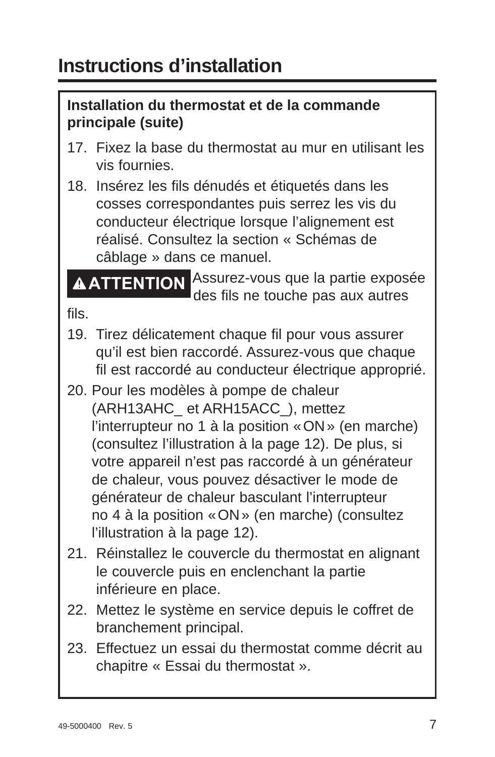# Instructions d'installation

**Installation du thermostat et de la commande principale (suite)**

17. Fixez la base du thermostat au mur en utilisant les vis fournies.
18. Insérez les fils dénudés et étiquetés dans les cosses correspondantes puis serrez les vis du conducteur électrique lorsque l'alignement est réalisé. Consultez la section « Schémas de câblage » dans ce manuel.

**⚠ATTENTION** Assurez-vous que la partie exposée des fils ne touche pas aux autres fils.

19. Tirez délicatement chaque fil pour vous assurer qu'il est bien raccordé. Assurez-vous que chaque fil est raccordé au conducteur électrique approprié.
20. Pour les modèles à pompe de chaleur (ARH13AHC_ et ARH15ACC_), mettez l'interrupteur no 1 à la position « ON » (en marche) (consultez l'illustration à la page 12). De plus, si votre appareil n'est pas raccordé à un générateur de chaleur, vous pouvez désactiver le mode de générateur de chaleur basculant l'interrupteur no 4 à la position « ON » (en marche) (consultez l'illustration à la page 12).
21. Réinstallez le couvercle du thermostat en alignant le couvercle puis en enclenchant la partie inférieure en place.
22. Mettez le système en service depuis le coffret de branchement principal.
23. Effectuez un essai du thermostat comme décrit au chapitre « Essai du thermostat ».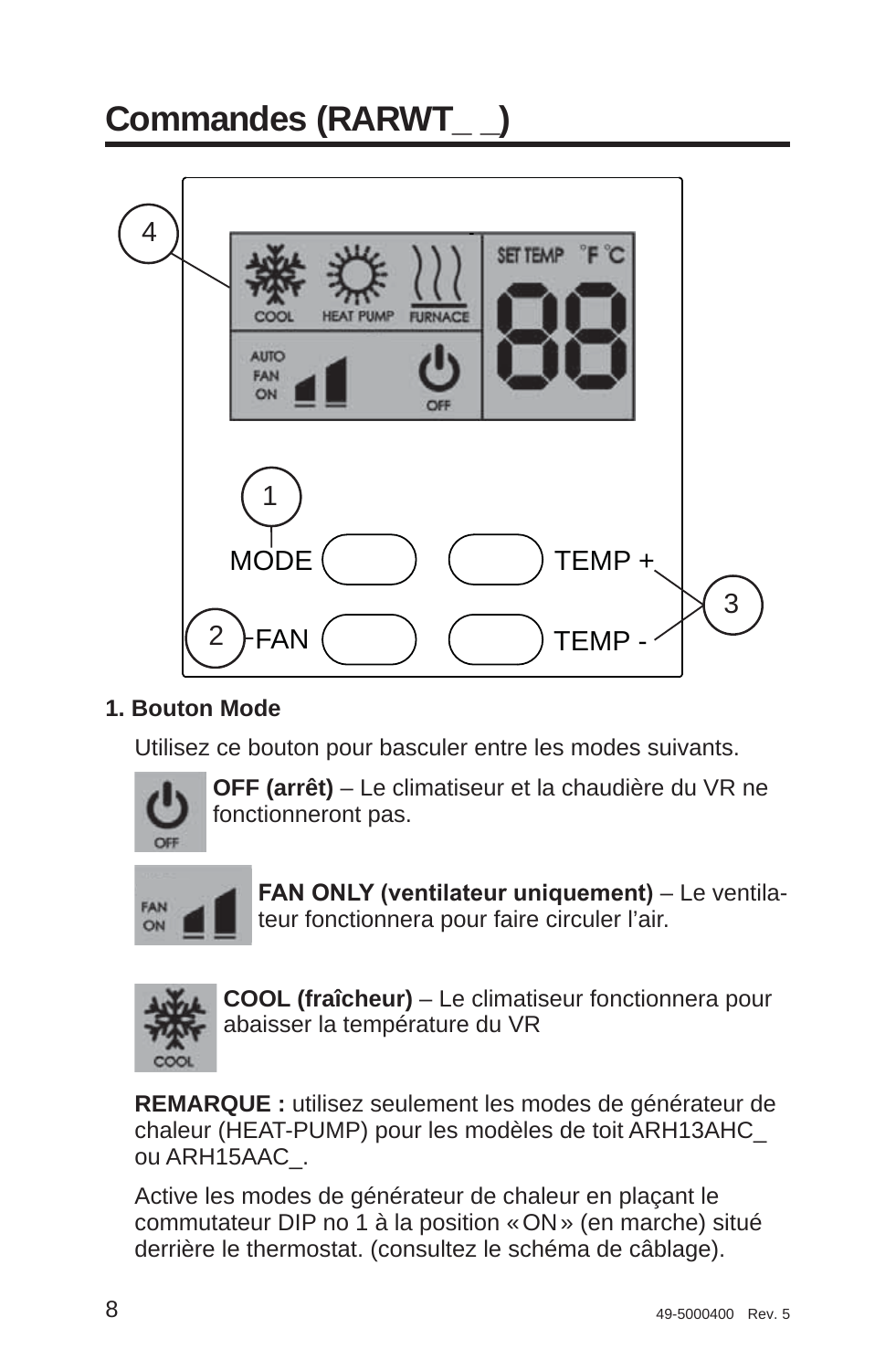# Commandes (RARWT_ _)

4

COOL HEAT PUMP FURNACE

SET TEMP °F °C

AUTO FAN ON

OFF

1 MODE

TEMP +

3

2 FAN

TEMP -

**1. Bouton Mode**

Utilisez ce bouton pour basculer entre les modes suivants.

**OFF (arrêt)** – Le climatiseur et la chaudière du VR ne fonctionneront pas.

**FAN ONLY (ventilateur uniquement)** – Le ventilateur fonctionnera pour faire circuler l'air.

**COOL (fraîcheur)** – Le climatiseur fonctionnera pour abaisser la température du VR

**REMARQUE :** utilisez seulement les modes de générateur de chaleur (HEAT-PUMP) pour les modèles de toit ARH13AHC_ ou ARH15AAC_.

Active les modes de générateur de chaleur en plaçant le commutateur DIP no 1 à la position « ON » (en marche) situé derrière le thermostat. (consultez le schéma de câblage).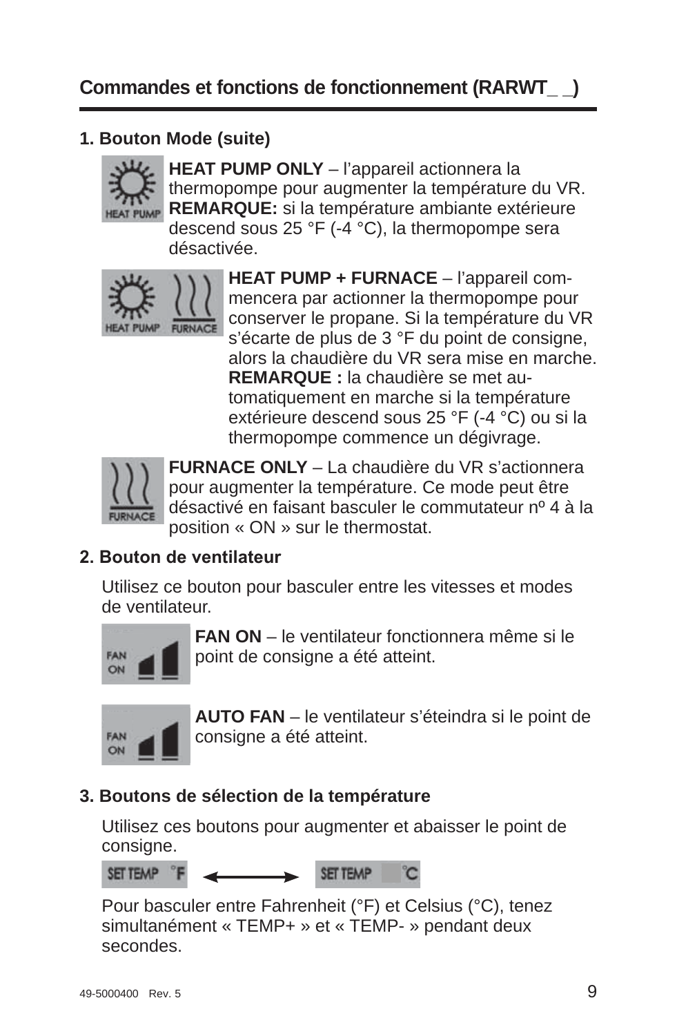## Commandes et fonctions de fonctionnement (RARWT_ _)

### 1. Bouton Mode (suite)

**HEAT PUMP ONLY** – l'appareil actionnera la thermopompe pour augmenter la température du VR. **REMARQUE:** si la température ambiante extérieure descend sous 25 °F (-4 °C), la thermopompe sera désactivée.

**HEAT PUMP + FURNACE** – l'appareil commencera par actionner la thermopompe pour conserver le propane. Si la température du VR s'écarte de plus de 3 °F du point de consigne, alors la chaudière du VR sera mise en marche. **REMARQUE :** la chaudière se met automatiquement en marche si la température extérieure descend sous 25 °F (-4 °C) ou si la thermopompe commence un dégivrage.

**FURNACE ONLY** – La chaudière du VR s'actionnera pour augmenter la température. Ce mode peut être désactivé en faisant basculer le commutateur nº 4 à la position « ON » sur le thermostat.

### 2. Bouton de ventilateur

Utilisez ce bouton pour basculer entre les vitesses et modes de ventilateur.

**FAN ON** – le ventilateur fonctionnera même si le point de consigne a été atteint.

**AUTO FAN** – le ventilateur s'éteindra si le point de consigne a été atteint.

### 3. Boutons de sélection de la température

Utilisez ces boutons pour augmenter et abaisser le point de consigne.

SET TEMP °F ⟷ SET TEMP °C

Pour basculer entre Fahrenheit (°F) et Celsius (°C), tenez simultanément « TEMP+ » et « TEMP- » pendant deux secondes.

49-5000400 Rev. 5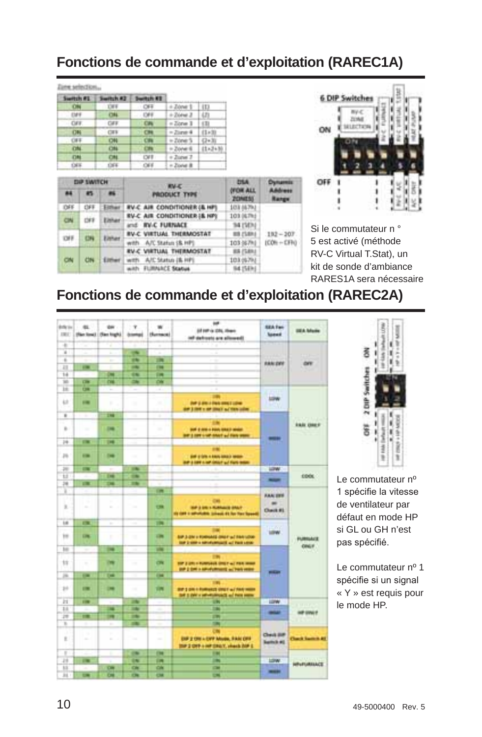## Fonctions de commande et d'exploitation (RAREC1A)

Zone selection...

| Switch #1 | Switch #2 | Switch #3 | | |
|---|---|---|---|---|
| ON | OFF | OFF | = Zone 1 | (1) |
| OFF | ON | OFF | = Zone 2 | (2) |
| OFF | OFF | ON | = Zone 3 | (3) |
| ON | OFF | ON | = Zone 4 | (1+3) |
| OFF | ON | ON | = Zone 5 | (2+3) |
| ON | ON | ON | = Zone 6 | (1+2+3) |
| ON | ON | OFF | = Zone 7 | |
| OFF | OFF | OFF | = Zone 8 | |

| DIP SWITCH #4 | #5 | #6 | RV-C PRODUCT TYPE | DSA (FOR ALL ZONES) | Dynamic Address Range |
|---|---|---|---|---|---|
| OFF | OFF | Either | RV-C AIR CONDITIONER (& HP) | 103 (67h) | 192 – 207 (C0h – CFh) |
| ON | OFF | Either | RV-C AIR CONDITIONER (& HP) | 103 (67h) | |
| | | | and RV-C FURNACE | 94 (5Eh) | |
| OFF | ON | Either | RV-C VIRTUAL THERMOSTAT | 88 (58h) | |
| | | | with A/C Status (& HP) | 103 (67h) | |
| ON | ON | Either | RV-C VIRTUAL THERMOSTAT | 88 (58h) | |
| | | | with A/C Status (& HP) | 103 (67h) | |
| | | | with FURNACE Status | 94 (5Eh) | |

6 DIP Switches

ON: 1, 2, 3 – RV-C ZONE SELECTION; 4 – RV-C FURNACE; 5 – RV-C VIRTUAL T-STAT; 6 – HEAT PUMP

OFF: 4 – RV-C A/C; 5 – RV-C A/C; 6 – A/C ONLY

Si le commutateur n ° 5 est activé (méthode RV-C Virtual T.Stat), un kit de sonde d'ambiance RARES1A sera nécessaire

## Fonctions de commande et d'exploitation (RAREC2A)

| Bits to DEC | GL (fan low) | GH (fan high) | Y (comp) | W (furnace) | HP (if HP is ON, then HP defrosts are allowed) | SEA Fan Speed | SEA Mode |
|---|---|---|---|---|---|---|---|
| 0 | - | - | - | - | - | FAN OFF | OFF |
| 4 | - | - | ON | - | - | | |
| 6 | - | - | ON | ON | - | | |
| 22 | ON | - | ON | ON | - | | |
| 14 | - | ON | ON | ON | - | | |
| 30 | ON | ON | ON | ON | - | | |
| 16 | ON | - | - | - | - | LOW | FAN ONLY |
| 17 | ON | - | - | - | ON<br>DIP 2 ON = FAN ONLY LOW<br>DIP 2 OFF = HP ONLY w/ FAN LOW | | |
| 8 | - | ON | - | - | - | HIGH | |
| 9 | - | ON | - | - | ON<br>DIP 2 ON = FAN ONLY HIGH<br>DIP 2 OFF = HP ONLY w/ FAN HIGH | | |
| 24 | ON | ON | - | - | - | | |
| 25 | ON | ON | - | - | ON<br>DIP 2 ON = FAN ONLY HIGH<br>DIP 2 OFF = HP ONLY w/ FAN HIGH | | |
| 20 | ON | - | ON | - | - | LOW | COOL |
| 12 | - | ON | ON | - | - | HIGH | |
| 28 | ON | ON | ON | - | - | | |
| 2 | - | - | - | ON | - | FAN OFF or Check #1 | FURNACE ONLY |
| 3 | - | - | - | ON | ON<br>DIP 2 ON = FURNACE ONLY<br>If OFF = HP+FURN. (check #1 for fan Speed) | | |
| 18 | ON | - | - | ON | - | LOW | |
| 19 | ON | - | - | ON | ON<br>DIP 2 ON = FURNACE ONLY w/ FAN LOW<br>DIP 2 OFF = HP+FURNACE w/ FAN LOW | | |
| 10 | - | ON | - | ON | - | HIGH | |
| 11 | - | ON | - | ON | ON<br>DIP 2 ON = FURNACE ONLY w/ FAN HIGH<br>DIP 2 OFF = HP+FURNACE w/ FAN HIGH | | |
| 26 | ON | ON | - | ON | - | | |
| 27 | ON | ON | - | ON | ON<br>DIP 2 ON = FURNACE ONLY w/ FAN HIGH<br>DIP 2 OFF = HP+FURNACE w/ FAN HIGH | | |
| 21 | ON | - | ON | - | ON | LOW | HP ONLY |
| 13 | - | ON | ON | - | ON | HIGH | |
| 29 | ON | ON | ON | - | ON | | |
| 5 | - | - | ON | - | ON | | |
| 1 | - | - | - | - | ON<br>DIP 2 ON = OFF Mode, FAN OFF<br>DIP 2 OFF = HP ONLY, check DIP 1 | Check DIP Switch #1 | Check Switch #2 |
| 7 | - | - | ON | ON | ON | | HP+FURNACE |
| 23 | ON | - | ON | ON | ON | LOW | |
| 15 | - | ON | ON | ON | ON | HIGH | |
| 31 | ON | ON | ON | ON | ON | | |

2 DIP Switches

ON: 1 – HP FAN Default LOW; 2 – HP + Y = HP MODE

OFF: 1 – HP FAN Default HIGH; 2 – HP ONLY = HP MODE

Le commutateur nº 1 spécifie la vitesse de ventilateur par défaut en mode HP si GL ou GH n'est pas spécifié.

Le commutateur nº 1 spécifie si un signal « Y » est requis pour le mode HP.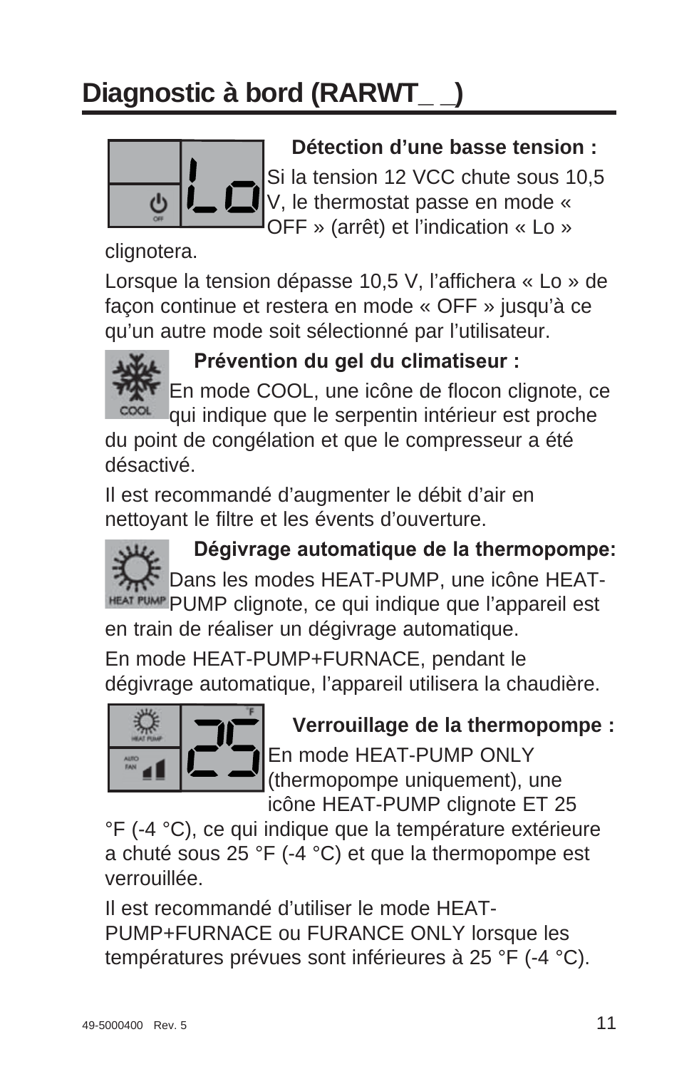# Diagnostic à bord (RARWT_ _)

**Détection d'une basse tension :**

Si la tension 12 VCC chute sous 10,5 V, le thermostat passe en mode « OFF » (arrêt) et l'indication « Lo » clignotera.

Lorsque la tension dépasse 10,5 V, l'affichera « Lo » de façon continue et restera en mode « OFF » jusqu'à ce qu'un autre mode soit sélectionné par l'utilisateur.

**Prévention du gel du climatiseur :**

En mode COOL, une icône de flocon clignote, ce qui indique que le serpentin intérieur est proche du point de congélation et que le compresseur a été désactivé.

Il est recommandé d'augmenter le débit d'air en nettoyant le filtre et les évents d'ouverture.

**Dégivrage automatique de la thermopompe:**

Dans les modes HEAT-PUMP, une icône HEAT-PUMP clignote, ce qui indique que l'appareil est en train de réaliser un dégivrage automatique.

En mode HEAT-PUMP+FURNACE, pendant le dégivrage automatique, l'appareil utilisera la chaudière.

**Verrouillage de la thermopompe :**

En mode HEAT-PUMP ONLY (thermopompe uniquement), une icône HEAT-PUMP clignote ET 25 °F (-4 °C), ce qui indique que la température extérieure a chuté sous 25 °F (-4 °C) et que la thermopompe est verrouillée.

Il est recommandé d'utiliser le mode HEAT-PUMP+FURNACE ou FURANCE ONLY lorsque les températures prévues sont inférieures à 25 °F (-4 °C).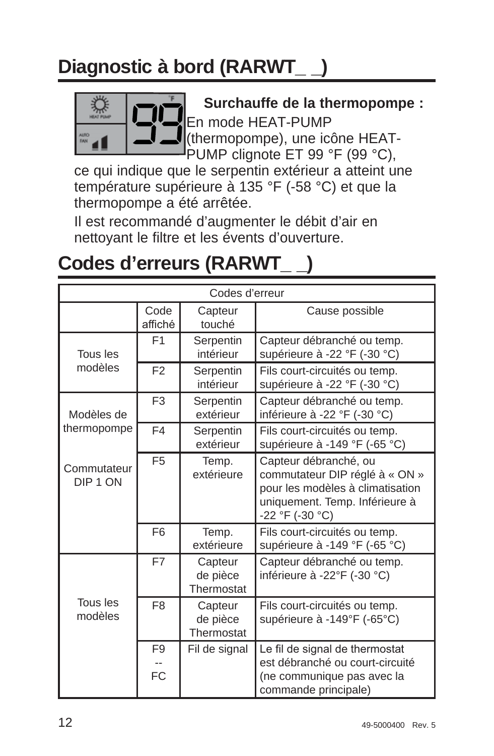# Diagnostic à bord (RARWT_ _)

**Surchauffe de la thermopompe :** En mode HEAT-PUMP (thermopompe), une icône HEAT-PUMP clignote ET 99 °F (99 °C), ce qui indique que le serpentin extérieur a atteint une température supérieure à 135 °F (-58 °C) et que la thermopompe a été arrêtée.

Il est recommandé d'augmenter le débit d'air en nettoyant le filtre et les évents d'ouverture.

# Codes d'erreurs (RARWT_ _)

| Codes d'erreur | | | |
|---|---|---|---|
| | Code affiché | Capteur touché | Cause possible |
| Tous les modèles | F1 | Serpentin intérieur | Capteur débranché ou temp. supérieure à -22 °F (-30 °C) |
| | F2 | Serpentin intérieur | Fils court-circuités ou temp. supérieure à -22 °F (-30 °C) |
| Modèles de thermopompe<br><br>Commutateur DIP 1 ON | F3 | Serpentin extérieur | Capteur débranché ou temp. inférieure à -22 °F (-30 °C) |
| | F4 | Serpentin extérieur | Fils court-circuités ou temp. supérieure à -149 °F (-65 °C) |
| | F5 | Temp. extérieure | Capteur débranché, ou commutateur DIP réglé à « ON » pour les modèles à climatisation uniquement. Temp. Inférieure à -22 °F (-30 °C) |
| | F6 | Temp. extérieure | Fils court-circuités ou temp. supérieure à -149 °F (-65 °C) |
| Tous les modèles | F7 | Capteur de pièce Thermostat | Capteur débranché ou temp. inférieure à -22°F (-30 °C) |
| | F8 | Capteur de pièce Thermostat | Fils court-circuités ou temp. supérieure à -149°F (-65°C) |
| | F9<br>--<br>FC | Fil de signal | Le fil de signal de thermostat est débranché ou court-circuité (ne communique pas avec la commande principale) |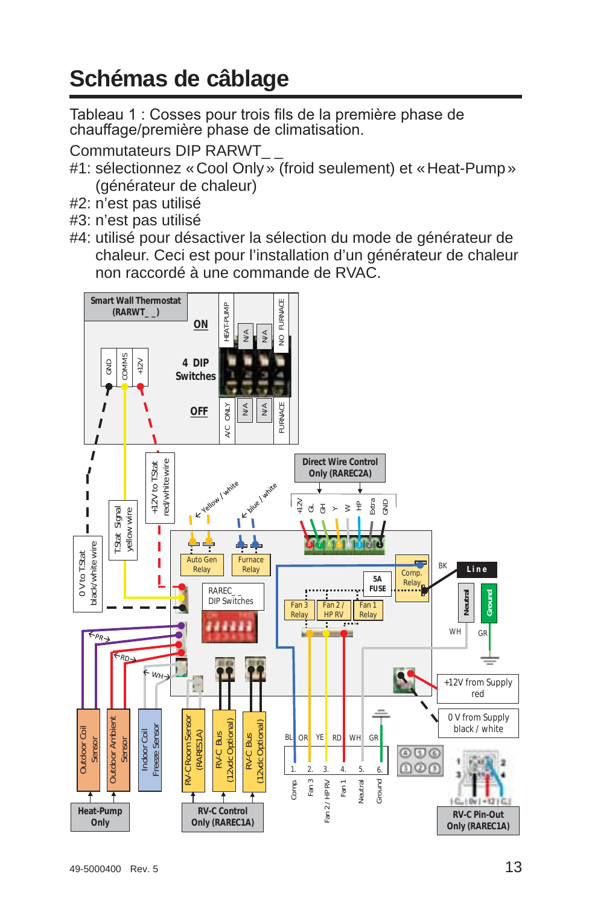# Schémas de câblage

Tableau 1 : Cosses pour trois fils de la première phase de chauffage/première phase de climatisation.

Commutateurs DIP RARWT_ _

#1: sélectionnez « Cool Only » (froid seulement) et « Heat-Pump » (générateur de chaleur)

#2: n'est pas utilisé

#3: n'est pas utilisé

#4: utilisé pour désactiver la sélection du mode de générateur de chaleur. Ceci est pour l'installation d'un générateur de chaleur non raccordé à une commande de RVAC.

Smart Wall Thermostat (RARWT_ _)

GND | COMMS | +12V

4 DIP Switches

ON: HEAT-PUMP | N/A | N/A | NO FURNACE

OFF: A/C ONLY | N/A | N/A | FURNACE

0 V to T-Stat black/white wire

T-Stat Signal yellow wire

+12V to T-Stat red/white wire

Yellow / white

blue / white

Direct Wire Control Only (RAREC2A)

+12V | GL | GH | Y | W | HP | Extra | GND

Auto Gen Relay

Furnace Relay

RAREC_ _ DIP Switches

5A FUSE

Comp. Relay

Fan 3 Relay

Fan 2 / HP RV

Fan 1 Relay

BK

Line

Neutral

Ground

WH

GR

PR

RD

WH

+12V from Supply red

0 V from Supply black / white

Outdoor Coil Sensor

Outdoor Ambient Sensor

Indoor Coil Freeze Sensor

RV-C Room Sensor (RARES1A)

RV-C Bus (12vdc Optional)

RV-C Bus (12vdc Optional)

BL | OR | YE | RD | WH | GR

1. Comp. | 2. Fan 3 | 3. Fan 2 / HP RV | 4. Fan 1 | 5. Neutral | 6. Ground

Heat-Pump Only

RV-C Control Only (RAREC1A)

RV-C Pin-Out Only (RAREC1A)

49-5000400 Rev. 5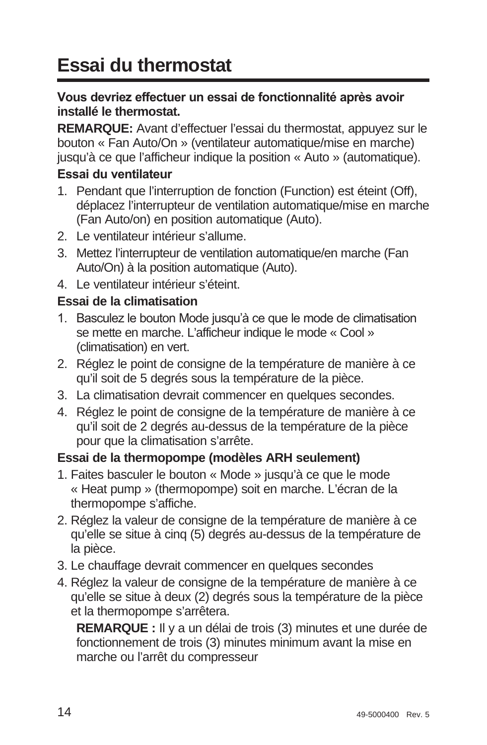# Essai du thermostat

**Vous devriez effectuer un essai de fonctionnalité après avoir installé le thermostat.**

**REMARQUE:** Avant d'effectuer l'essai du thermostat, appuyez sur le bouton « Fan Auto/On » (ventilateur automatique/mise en marche) jusqu'à ce que l'afficheur indique la position « Auto » (automatique).

**Essai du ventilateur**

1. Pendant que l'interruption de fonction (Function) est éteint (Off), déplacez l'interrupteur de ventilation automatique/mise en marche (Fan Auto/on) en position automatique (Auto).
2. Le ventilateur intérieur s'allume.
3. Mettez l'interrupteur de ventilation automatique/en marche (Fan Auto/On) à la position automatique (Auto).
4. Le ventilateur intérieur s'éteint.

**Essai de la climatisation**

1. Basculez le bouton Mode jusqu'à ce que le mode de climatisation se mette en marche. L'afficheur indique le mode « Cool » (climatisation) en vert.
2. Réglez le point de consigne de la température de manière à ce qu'il soit de 5 degrés sous la température de la pièce.
3. La climatisation devrait commencer en quelques secondes.
4. Réglez le point de consigne de la température de manière à ce qu'il soit de 2 degrés au-dessus de la température de la pièce pour que la climatisation s'arrête.

**Essai de la thermopompe (modèles ARH seulement)**

1. Faites basculer le bouton « Mode » jusqu'à ce que le mode « Heat pump » (thermopompe) soit en marche. L'écran de la thermopompe s'affiche.
2. Réglez la valeur de consigne de la température de manière à ce qu'elle se situe à cinq (5) degrés au-dessus de la température de la pièce.
3. Le chauffage devrait commencer en quelques secondes
4. Réglez la valeur de consigne de la température de manière à ce qu'elle se situe à deux (2) degrés sous la température de la pièce et la thermopompe s'arrêtera.

   **REMARQUE :** Il y a un délai de trois (3) minutes et une durée de fonctionnement de trois (3) minutes minimum avant la mise en marche ou l'arrêt du compresseur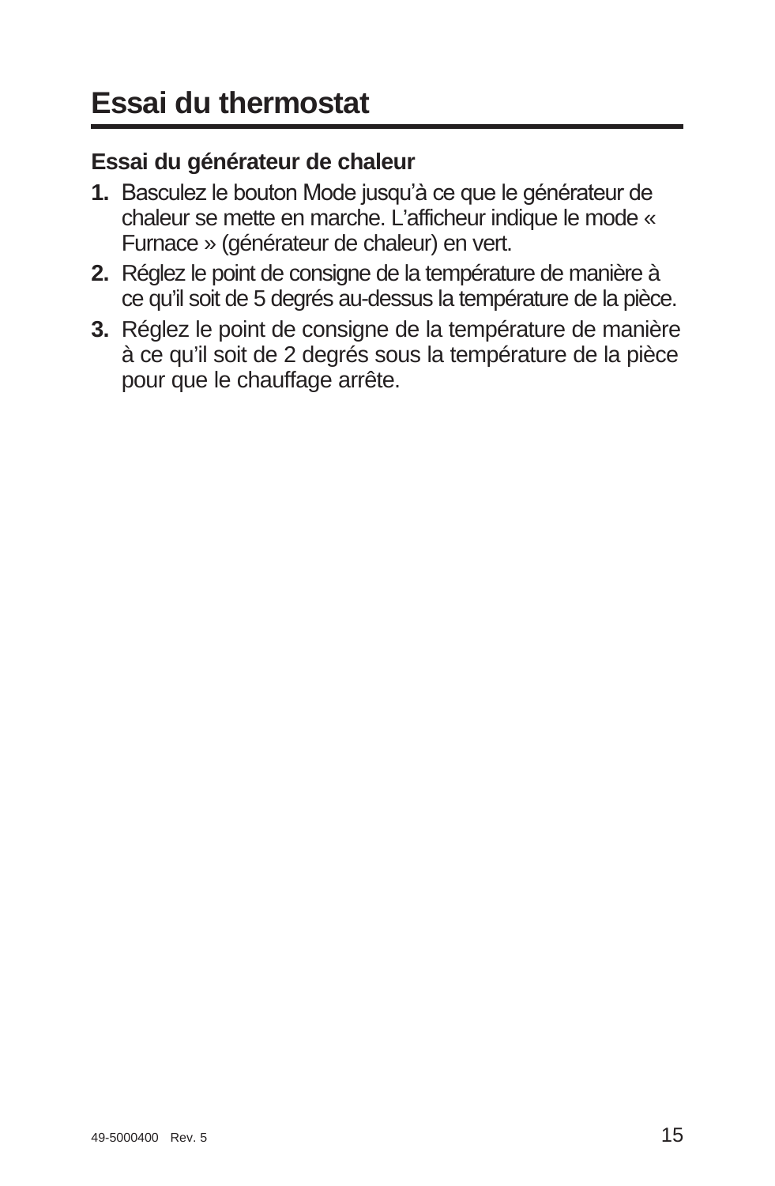# Essai du thermostat

### Essai du générateur de chaleur

1. Basculez le bouton Mode jusqu'à ce que le générateur de chaleur se mette en marche. L'afficheur indique le mode « Furnace » (générateur de chaleur) en vert.
2. Réglez le point de consigne de la température de manière à ce qu'il soit de 5 degrés au-dessus la température de la pièce.
3. Réglez le point de consigne de la température de manière à ce qu'il soit de 2 degrés sous la température de la pièce pour que le chauffage arrête.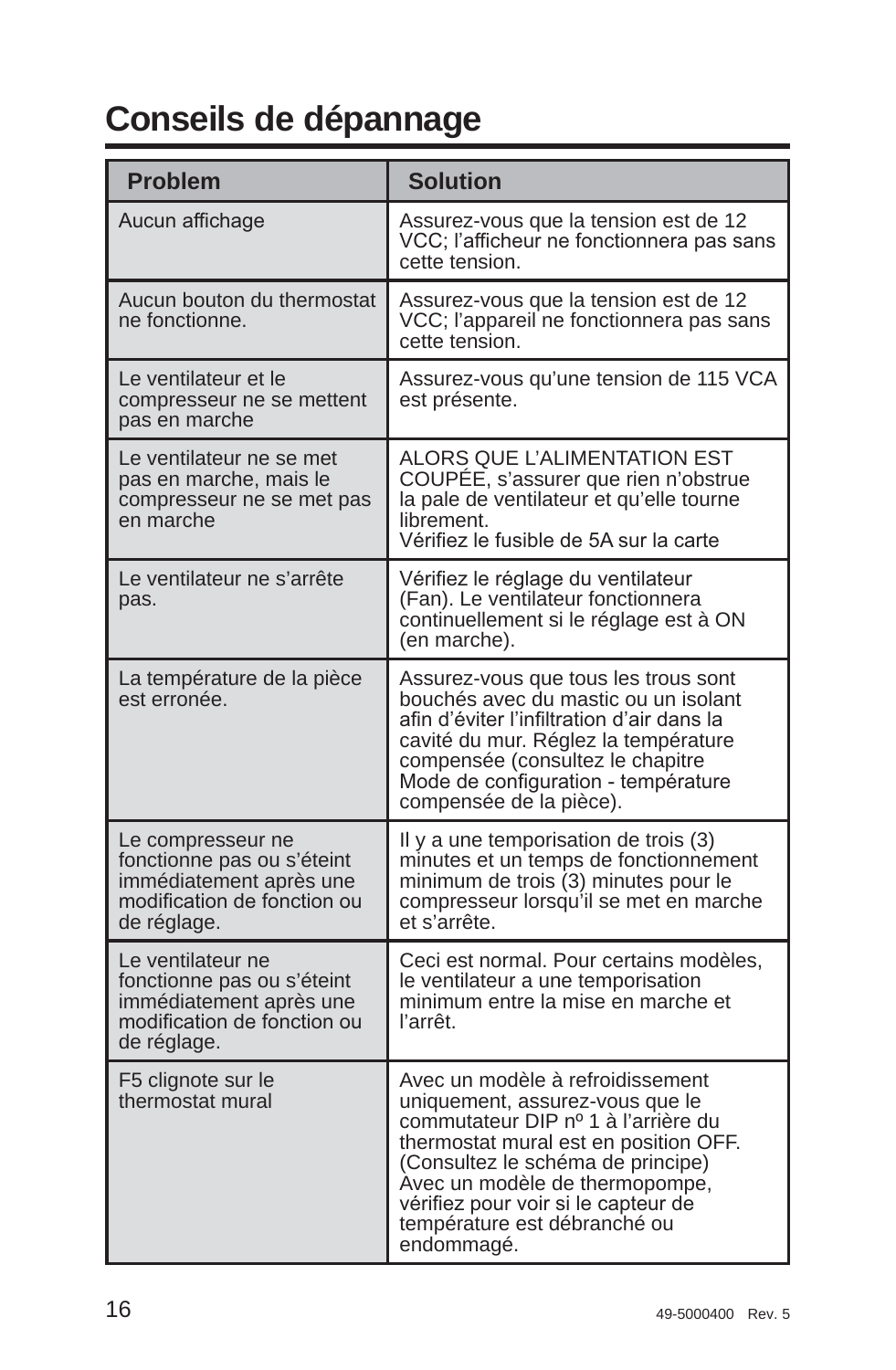# Conseils de dépannage

| Problem | Solution |
|---|---|
| Aucun affichage | Assurez-vous que la tension est de 12 VCC; l'afficheur ne fonctionnera pas sans cette tension. |
| Aucun bouton du thermostat ne fonctionne. | Assurez-vous que la tension est de 12 VCC; l'appareil ne fonctionnera pas sans cette tension. |
| Le ventilateur et le compresseur ne se mettent pas en marche | Assurez-vous qu'une tension de 115 VCA est présente. |
| Le ventilateur ne se met pas en marche, mais le compresseur ne se met pas en marche | ALORS QUE L'ALIMENTATION EST COUPÉE, s'assurer que rien n'obstrue la pale de ventilateur et qu'elle tourne librement.<br>Vérifiez le fusible de 5A sur la carte |
| Le ventilateur ne s'arrête pas. | Vérifiez le réglage du ventilateur (Fan). Le ventilateur fonctionnera continuellement si le réglage est à ON (en marche). |
| La température de la pièce est erronée. | Assurez-vous que tous les trous sont bouchés avec du mastic ou un isolant afin d'éviter l'infiltration d'air dans la cavité du mur. Réglez la température compensée (consultez le chapitre Mode de configuration - température compensée de la pièce). |
| Le compresseur ne fonctionne pas ou s'éteint immédiatement après une modification de fonction ou de réglage. | Il y a une temporisation de trois (3) minutes et un temps de fonctionnement minimum de trois (3) minutes pour le compresseur lorsqu'il se met en marche et s'arrête. |
| Le ventilateur ne fonctionne pas ou s'éteint immédiatement après une modification de fonction ou de réglage. | Ceci est normal. Pour certains modèles, le ventilateur a une temporisation minimum entre la mise en marche et l'arrêt. |
| F5 clignote sur le thermostat mural | Avec un modèle à refroidissement uniquement, assurez-vous que le commutateur DIP nº 1 à l'arrière du thermostat mural est en position OFF. (Consultez le schéma de principe)<br>Avec un modèle de thermopompe, vérifiez pour voir si le capteur de température est débranché ou endommagé. |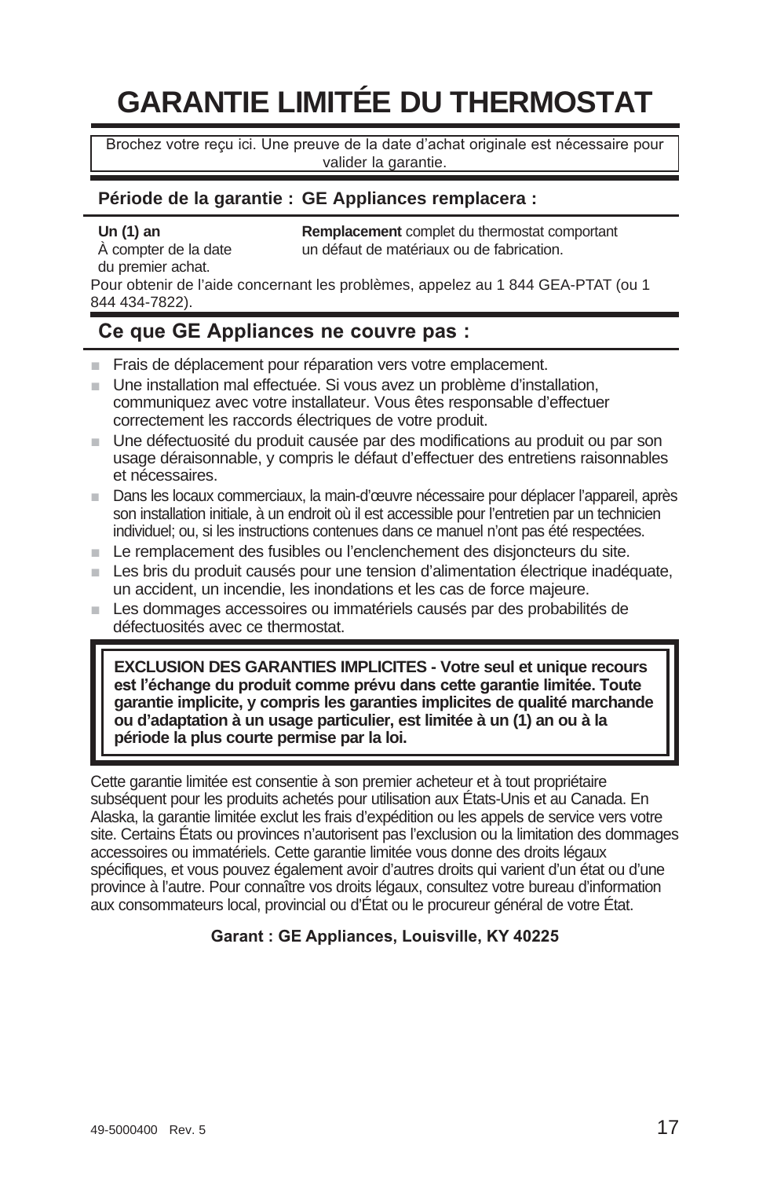# GARANTIE LIMITÉE DU THERMOSTAT

Brochez votre reçu ici. Une preuve de la date d'achat originale est nécessaire pour valider la garantie.

| Période de la garantie : | GE Appliances remplacera : |
| --- | --- |
| **Un (1) an**<br>À compter de la date du premier achat. | **Remplacement** complet du thermostat comportant un défaut de matériaux ou de fabrication. |

Pour obtenir de l'aide concernant les problèmes, appelez au 1 844 GEA-PTAT (ou 1 844 434-7822).

## Ce que GE Appliances ne couvre pas :

- Frais de déplacement pour réparation vers votre emplacement.
- Une installation mal effectuée. Si vous avez un problème d'installation, communiquez avec votre installateur. Vous êtes responsable d'effectuer correctement les raccords électriques de votre produit.
- Une défectuosité du produit causée par des modifications au produit ou par son usage déraisonnable, y compris le défaut d'effectuer des entretiens raisonnables et nécessaires.
- Dans les locaux commerciaux, la main-d'œuvre nécessaire pour déplacer l'appareil, après son installation initiale, à un endroit où il est accessible pour l'entretien par un technicien individuel; ou, si les instructions contenues dans ce manuel n'ont pas été respectées.
- Le remplacement des fusibles ou l'enclenchement des disjoncteurs du site.
- Les bris du produit causés pour une tension d'alimentation électrique inadéquate, un accident, un incendie, les inondations et les cas de force majeure.
- Les dommages accessoires ou immatériels causés par des probabilités de défectuosités avec ce thermostat.

**EXCLUSION DES GARANTIES IMPLICITES - Votre seul et unique recours est l'échange du produit comme prévu dans cette garantie limitée. Toute garantie implicite, y compris les garanties implicites de qualité marchande ou d'adaptation à un usage particulier, est limitée à un (1) an ou à la période la plus courte permise par la loi.**

Cette garantie limitée est consentie à son premier acheteur et à tout propriétaire subséquent pour les produits achetés pour utilisation aux États-Unis et au Canada. En Alaska, la garantie limitée exclut les frais d'expédition ou les appels de service vers votre site. Certains États ou provinces n'autorisent pas l'exclusion ou la limitation des dommages accessoires ou immatériels. Cette garantie limitée vous donne des droits légaux spécifiques, et vous pouvez également avoir d'autres droits qui varient d'un état ou d'une province à l'autre. Pour connaître vos droits légaux, consultez votre bureau d'information aux consommateurs local, provincial ou d'État ou le procureur général de votre État.

**Garant : GE Appliances, Louisville, KY 40225**

49-5000400 Rev. 5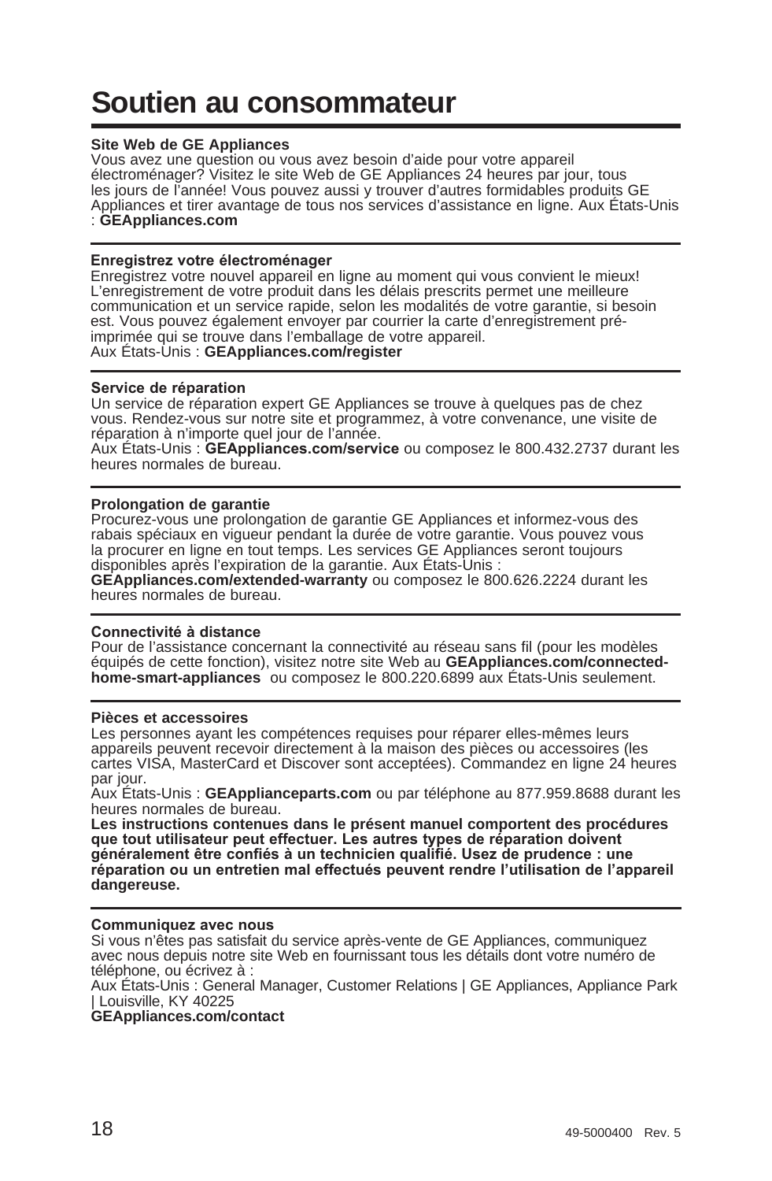# Soutien au consommateur

**Site Web de GE Appliances**
Vous avez une question ou vous avez besoin d'aide pour votre appareil électroménager? Visitez le site Web de GE Appliances 24 heures par jour, tous les jours de l'année! Vous pouvez aussi y trouver d'autres formidables produits GE Appliances et tirer avantage de tous nos services d'assistance en ligne. Aux États-Unis : **GEAppliances.com**

**Enregistrez votre électroménager**
Enregistrez votre nouvel appareil en ligne au moment qui vous convient le mieux! L'enregistrement de votre produit dans les délais prescrits permet une meilleure communication et un service rapide, selon les modalités de votre garantie, si besoin est. Vous pouvez également envoyer par courrier la carte d'enregistrement pré-imprimée qui se trouve dans l'emballage de votre appareil.
Aux États-Unis : **GEAppliances.com/register**

**Service de réparation**
Un service de réparation expert GE Appliances se trouve à quelques pas de chez vous. Rendez-vous sur notre site et programmez, à votre convenance, une visite de réparation à n'importe quel jour de l'année.
Aux États-Unis : **GEAppliances.com/service** ou composez le 800.432.2737 durant les heures normales de bureau.

**Prolongation de garantie**
Procurez-vous une prolongation de garantie GE Appliances et informez-vous des rabais spéciaux en vigueur pendant la durée de votre garantie. Vous pouvez vous la procurer en ligne en tout temps. Les services GE Appliances seront toujours disponibles après l'expiration de la garantie. Aux États-Unis : **GEAppliances.com/extended-warranty** ou composez le 800.626.2224 durant les heures normales de bureau.

**Connectivité à distance**
Pour de l'assistance concernant la connectivité au réseau sans fil (pour les modèles équipés de cette fonction), visitez notre site Web au **GEAppliances.com/connected-home-smart-appliances** ou composez le 800.220.6899 aux États-Unis seulement.

**Pièces et accessoires**
Les personnes ayant les compétences requises pour réparer elles-mêmes leurs appareils peuvent recevoir directement à la maison des pièces ou accessoires (les cartes VISA, MasterCard et Discover sont acceptées). Commandez en ligne 24 heures par jour.
Aux États-Unis : **GEApplianceparts.com** ou par téléphone au 877.959.8688 durant les heures normales de bureau.
**Les instructions contenues dans le présent manuel comportent des procédures que tout utilisateur peut effectuer. Les autres types de réparation doivent généralement être confiés à un technicien qualifié. Usez de prudence : une réparation ou un entretien mal effectués peuvent rendre l'utilisation de l'appareil dangereuse.**

**Communiquez avec nous**
Si vous n'êtes pas satisfait du service après-vente de GE Appliances, communiquez avec nous depuis notre site Web en fournissant tous les détails dont votre numéro de téléphone, ou écrivez à :
Aux États-Unis : General Manager, Customer Relations | GE Appliances, Appliance Park | Louisville, KY 40225
**GEAppliances.com/contact**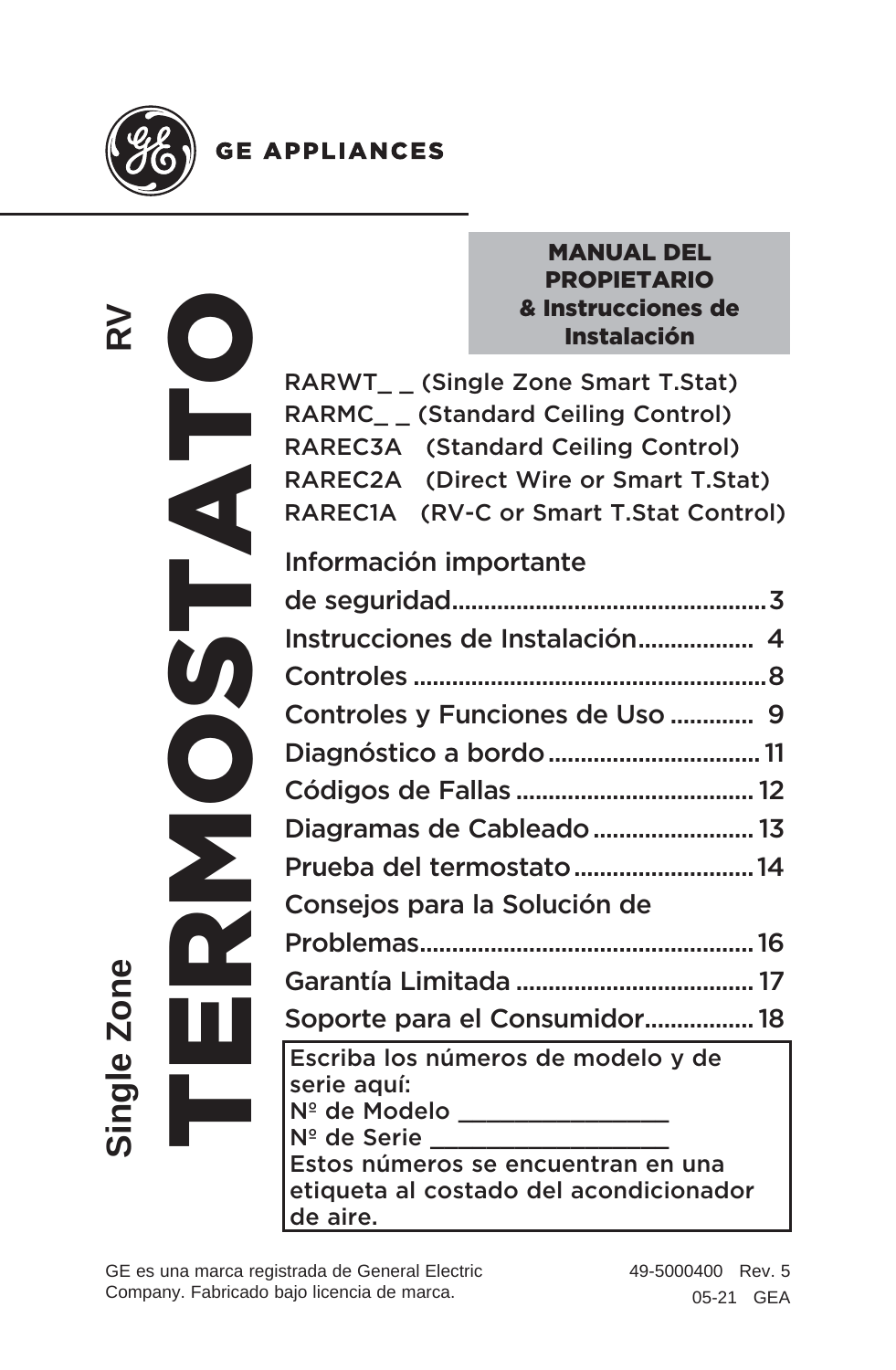GE APPLIANCES

# MANUAL DEL PROPIETARIO & Instrucciones de Instalación

RV

# TERMOSTATO

Single Zone

RARWT_ _ (Single Zone Smart T.Stat)
RARMC_ _ (Standard Ceiling Control)
RAREC3A (Standard Ceiling Control)
RAREC2A (Direct Wire or Smart T.Stat)
RAREC1A (RV-C or Smart T.Stat Control)

Información importante de seguridad .......... 3
Instrucciones de Instalación .......... 4
Controles .......... 8
Controles y Funciones de Uso .......... 9
Diagnóstico a bordo .......... 11
Códigos de Fallas .......... 12
Diagramas de Cableado .......... 13
Prueba del termostato .......... 14
Consejos para la Solución de Problemas .......... 16
Garantía Limitada .......... 17
Soporte para el Consumidor .......... 18

Escriba los números de modelo y de serie aquí:
Nº de Modelo _______________
Nº de Serie _________________
Estos números se encuentran en una etiqueta al costado del acondicionador de aire.

GE es una marca registrada de General Electric Company. Fabricado bajo licencia de marca.

49-5000400 Rev. 5
05-21 GEA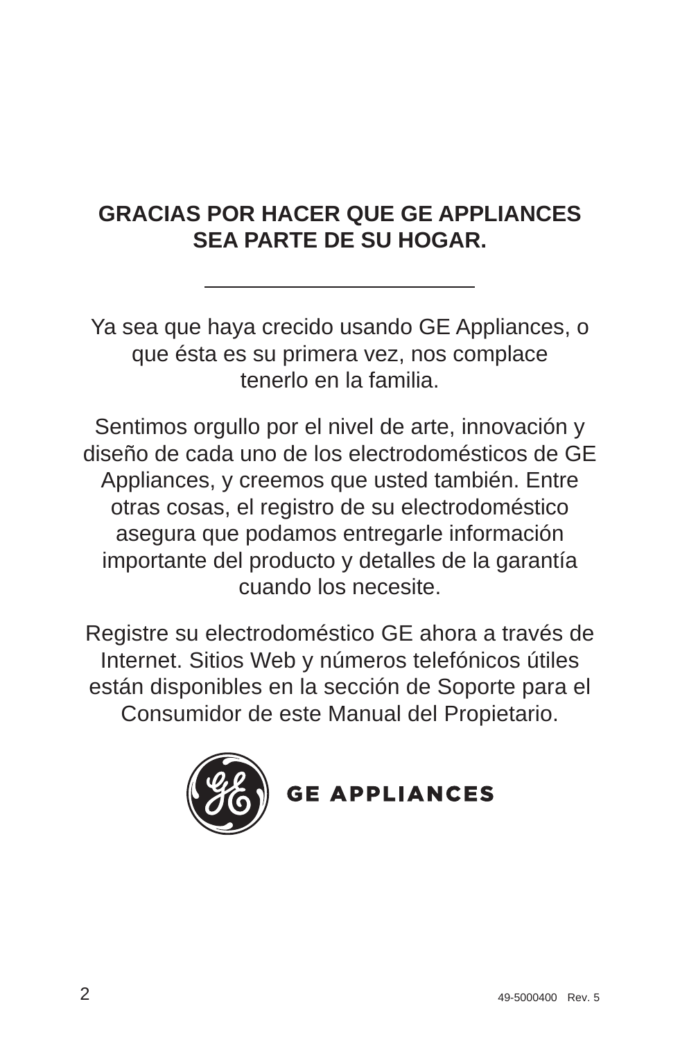## GRACIAS POR HACER QUE GE APPLIANCES SEA PARTE DE SU HOGAR.

---

Ya sea que haya crecido usando GE Appliances, o que ésta es su primera vez, nos complace tenerlo en la familia.

Sentimos orgullo por el nivel de arte, innovación y diseño de cada uno de los electrodomésticos de GE Appliances, y creemos que usted también. Entre otras cosas, el registro de su electrodoméstico asegura que podamos entregarle información importante del producto y detalles de la garantía cuando los necesite.

Registre su electrodoméstico GE ahora a través de Internet. Sitios Web y números telefónicos útiles están disponibles en la sección de Soporte para el Consumidor de este Manual del Propietario.

GE APPLIANCES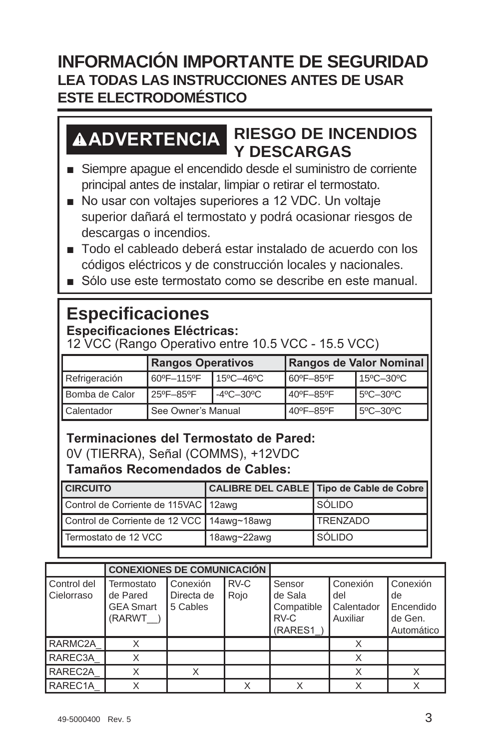# INFORMACIÓN IMPORTANTE DE SEGURIDAD

## LEA TODAS LAS INSTRUCCIONES ANTES DE USAR ESTE ELECTRODOMÉSTICO

**⚠ADVERTENCIA** **RIESGO DE INCENDIOS Y DESCARGAS**

- Siempre apague el encendido desde el suministro de corriente principal antes de instalar, limpiar o retirar el termostato.
- No usar con voltajes superiores a 12 VDC. Un voltaje superior dañará el termostato y podrá ocasionar riesgos de descargas o incendios.
- Todo el cableado deberá estar instalado de acuerdo con los códigos eléctricos y de construcción locales y nacionales.
- Sólo use este termostato como se describe en este manual.

## Especificaciones

**Especificaciones Eléctricas:**

12 VCC (Rango Operativo entre 10.5 VCC - 15.5 VCC)

| | Rangos Operativos | | Rangos de Valor Nominal | |
|---|---|---|---|---|
| Refrigeración | 60ºF–115ºF | 15ºC–46ºC | 60ºF–85ºF | 15ºC–30ºC |
| Bomba de Calor | 25ºF–85ºF | -4ºC–30ºC | 40ºF–85ºF | 5ºC–30ºC |
| Calentador | See Owner's Manual | | 40ºF–85ºF | 5ºC–30ºC |

**Terminaciones del Termostato de Pared:**

0V (TIERRA), Señal (COMMS), +12VDC

**Tamaños Recomendados de Cables:**

| CIRCUITO | CALIBRE DEL CABLE | Tipo de Cable de Cobre |
|---|---|---|
| Control de Corriente de 115VAC | 12awg | SÓLIDO |
| Control de Corriente de 12 VCC | 14awg~18awg | TRENZADO |
| Termostato de 12 VCC | 18awg~22awg | SÓLIDO |

| | CONEXIONES DE COMUNICACIÓN | | | | | |
|---|---|---|---|---|---|---|
| Control del Cielorraso | Termostato de Pared GEA Smart (RARWT__) | Conexión Directa de 5 Cables | RV-C Rojo | Sensor de Sala Compatible RV-C (RARES1_) | Conexión del Calentador Auxiliar | Conexión de Encendido de Gen. Automático |
| RARMC2A_ | X | | | | X | |
| RAREC3A_ | X | | | | X | |
| RAREC2A_ | X | X | | | X | X |
| RAREC1A_ | X | | X | X | X | X |

49-5000400 Rev. 5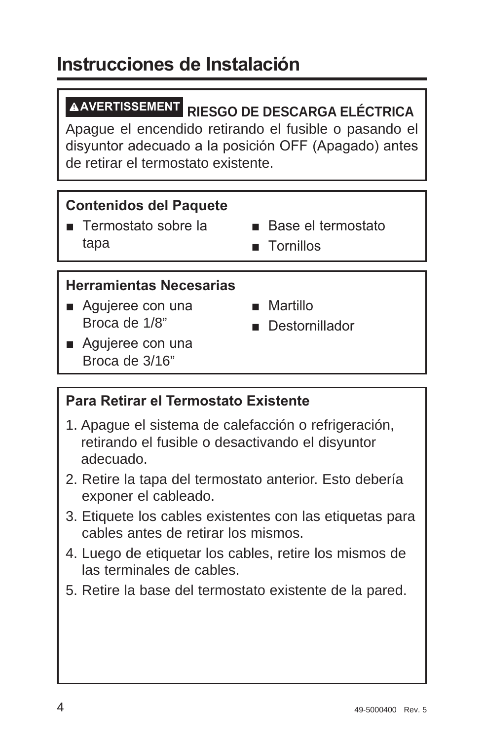# Instrucciones de Instalación

**⚠AVERTISSEMENT** **RIESGO DE DESCARGA ELÉCTRICA**

Apague el encendido retirando el fusible o pasando el disyuntor adecuado a la posición OFF (Apagado) antes de retirar el termostato existente.

### Contenidos del Paquete

- Termostato sobre la tapa
- Base el termostato
- Tornillos

### Herramientas Necesarias

- Agujeree con una Broca de 1/8"
- Agujeree con una Broca de 3/16"
- Martillo
- Destornillador

### Para Retirar el Termostato Existente

1. Apague el sistema de calefacción o refrigeración, retirando el fusible o desactivando el disyuntor adecuado.
2. Retire la tapa del termostato anterior. Esto debería exponer el cableado.
3. Etiquete los cables existentes con las etiquetas para cables antes de retirar los mismos.
4. Luego de etiquetar los cables, retire los mismos de las terminales de cables.
5. Retire la base del termostato existente de la pared.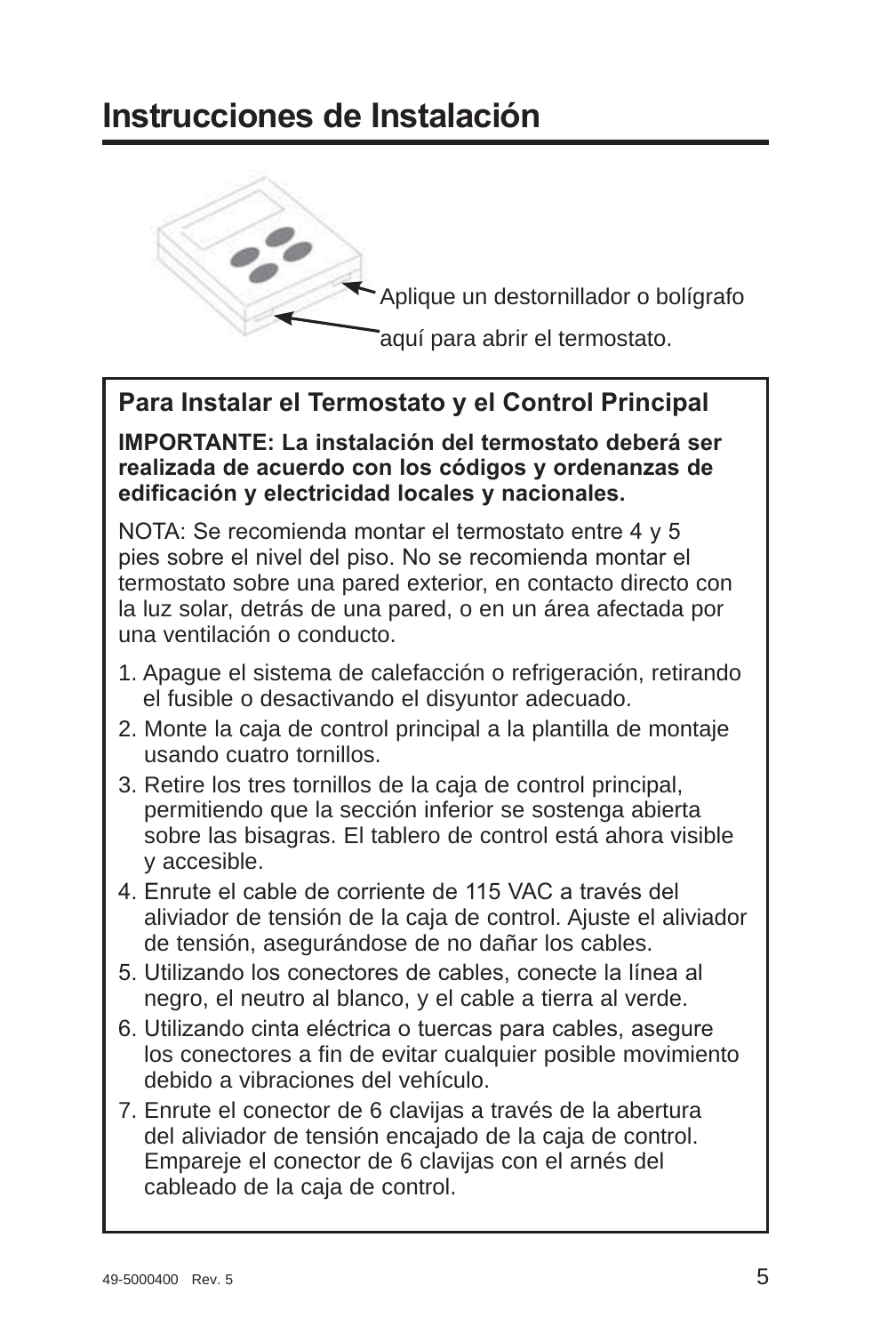# Instrucciones de Instalación

Aplique un destornillador o bolígrafo aquí para abrir el termostato.

## Para Instalar el Termostato y el Control Principal

**IMPORTANTE: La instalación del termostato deberá ser realizada de acuerdo con los códigos y ordenanzas de edificación y electricidad locales y nacionales.**

NOTA: Se recomienda montar el termostato entre 4 y 5 pies sobre el nivel del piso. No se recomienda montar el termostato sobre una pared exterior, en contacto directo con la luz solar, detrás de una pared, o en un área afectada por una ventilación o conducto.

1. Apague el sistema de calefacción o refrigeración, retirando el fusible o desactivando el disyuntor adecuado.
2. Monte la caja de control principal a la plantilla de montaje usando cuatro tornillos.
3. Retire los tres tornillos de la caja de control principal, permitiendo que la sección inferior se sostenga abierta sobre las bisagras. El tablero de control está ahora visible y accesible.
4. Enrute el cable de corriente de 115 VAC a través del aliviador de tensión de la caja de control. Ajuste el aliviador de tensión, asegurándose de no dañar los cables.
5. Utilizando los conectores de cables, conecte la línea al negro, el neutro al blanco, y el cable a tierra al verde.
6. Utilizando cinta eléctrica o tuercas para cables, asegure los conectores a fin de evitar cualquier posible movimiento debido a vibraciones del vehículo.
7. Enrute el conector de 6 clavijas a través de la abertura del aliviador de tensión encajado de la caja de control. Empareje el conector de 6 clavijas con el arnés del cableado de la caja de control.

49-5000400 Rev. 5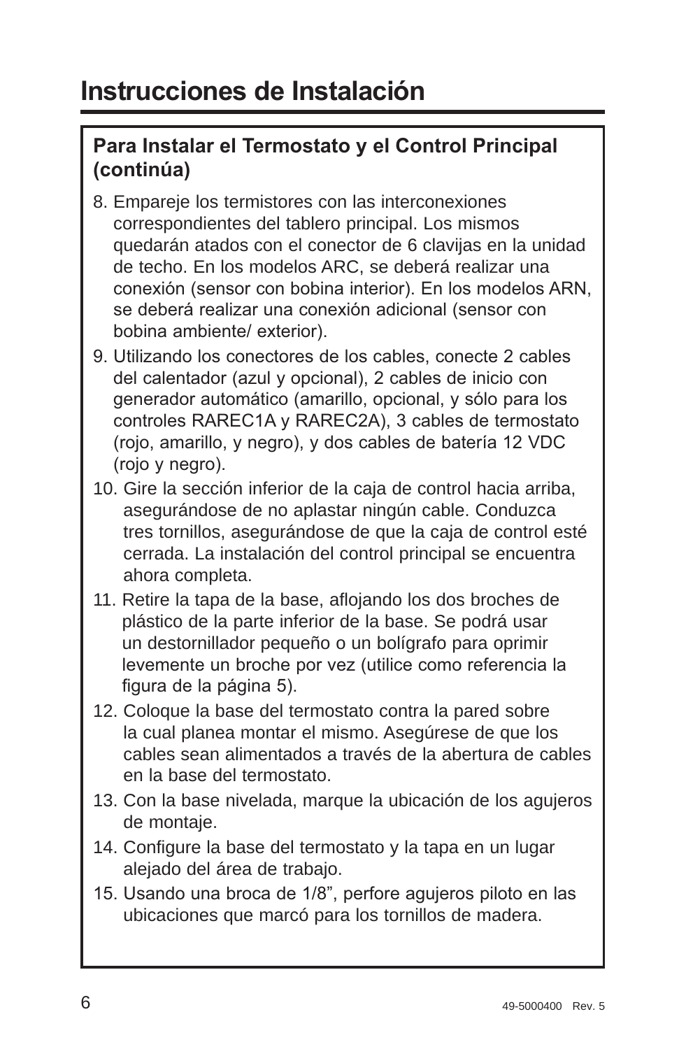# Instrucciones de Instalación

## Para Instalar el Termostato y el Control Principal (continúa)

8. Empareje los termistores con las interconexiones correspondientes del tablero principal. Los mismos quedarán atados con el conector de 6 clavijas en la unidad de techo. En los modelos ARC, se deberá realizar una conexión (sensor con bobina interior). En los modelos ARN, se deberá realizar una conexión adicional (sensor con bobina ambiente/ exterior).
9. Utilizando los conectores de los cables, conecte 2 cables del calentador (azul y opcional), 2 cables de inicio con generador automático (amarillo, opcional, y sólo para los controles RAREC1A y RAREC2A), 3 cables de termostato (rojo, amarillo, y negro), y dos cables de batería 12 VDC (rojo y negro).
10. Gire la sección inferior de la caja de control hacia arriba, asegurándose de no aplastar ningún cable. Conduzca tres tornillos, asegurándose de que la caja de control esté cerrada. La instalación del control principal se encuentra ahora completa.
11. Retire la tapa de la base, aflojando los dos broches de plástico de la parte inferior de la base. Se podrá usar un destornillador pequeño o un bolígrafo para oprimir levemente un broche por vez (utilice como referencia la figura de la página 5).
12. Coloque la base del termostato contra la pared sobre la cual planea montar el mismo. Asegúrese de que los cables sean alimentados a través de la abertura de cables en la base del termostato.
13. Con la base nivelada, marque la ubicación de los agujeros de montaje.
14. Configure la base del termostato y la tapa en un lugar alejado del área de trabajo.
15. Usando una broca de 1/8", perfore agujeros piloto en las ubicaciones que marcó para los tornillos de madera.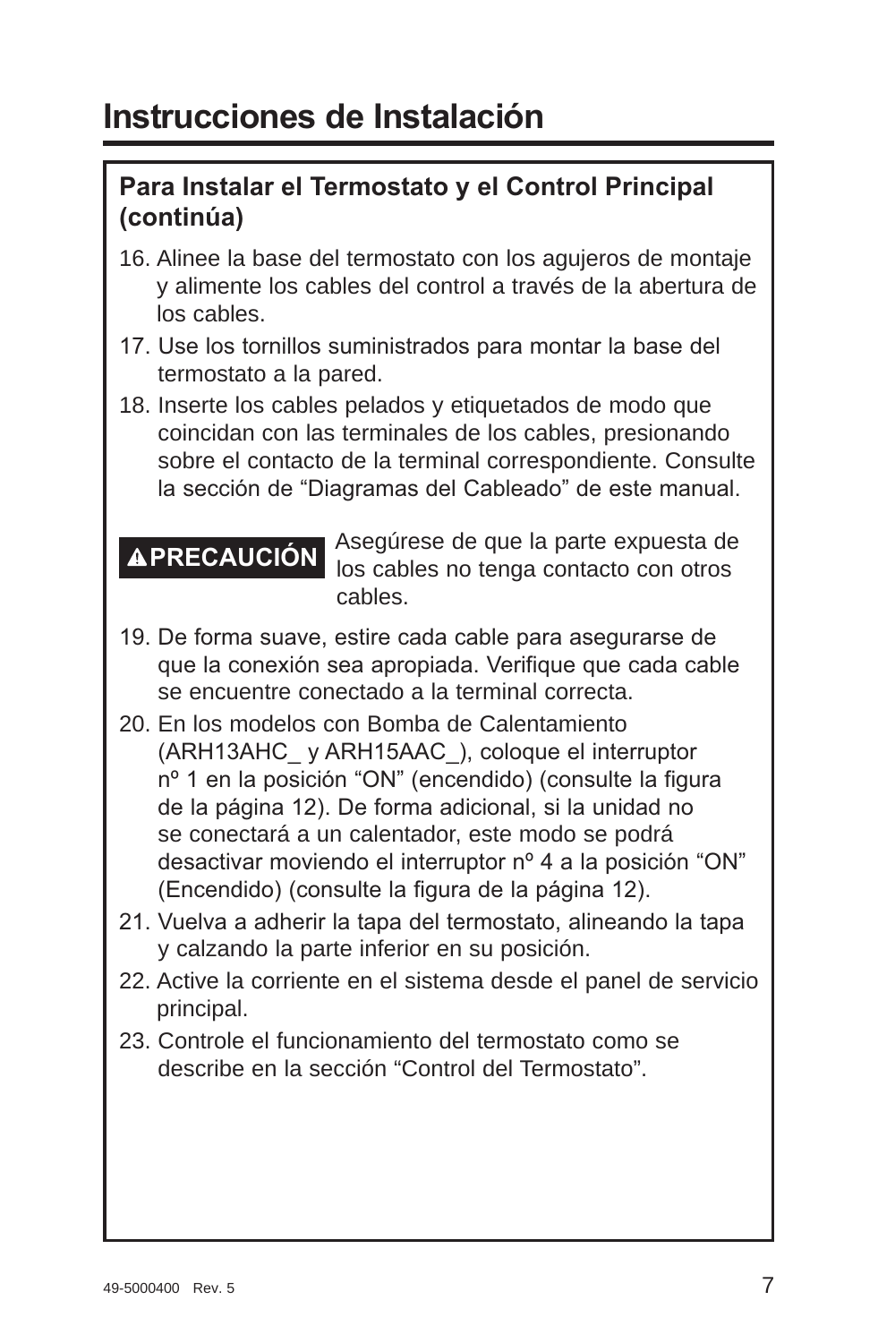# Instrucciones de Instalación

## Para Instalar el Termostato y el Control Principal (continúa)

16. Alinee la base del termostato con los agujeros de montaje y alimente los cables del control a través de la abertura de los cables.
17. Use los tornillos suministrados para montar la base del termostato a la pared.
18. Inserte los cables pelados y etiquetados de modo que coincidan con las terminales de los cables, presionando sobre el contacto de la terminal correspondiente. Consulte la sección de “Diagramas del Cableado” de este manual.

**⚠PRECAUCIÓN** Asegúrese de que la parte expuesta de los cables no tenga contacto con otros cables.

19. De forma suave, estire cada cable para asegurarse de que la conexión sea apropiada. Verifique que cada cable se encuentre conectado a la terminal correcta.
20. En los modelos con Bomba de Calentamiento (ARH13AHC_ y ARH15AAC_), coloque el interruptor nº 1 en la posición “ON” (encendido) (consulte la figura de la página 12). De forma adicional, si la unidad no se conectará a un calentador, este modo se podrá desactivar moviendo el interruptor nº 4 a la posición “ON” (Encendido) (consulte la figura de la página 12).
21. Vuelva a adherir la tapa del termostato, alineando la tapa y calzando la parte inferior en su posición.
22. Active la corriente en el sistema desde el panel de servicio principal.
23. Controle el funcionamiento del termostato como se describe en la sección “Control del Termostato”.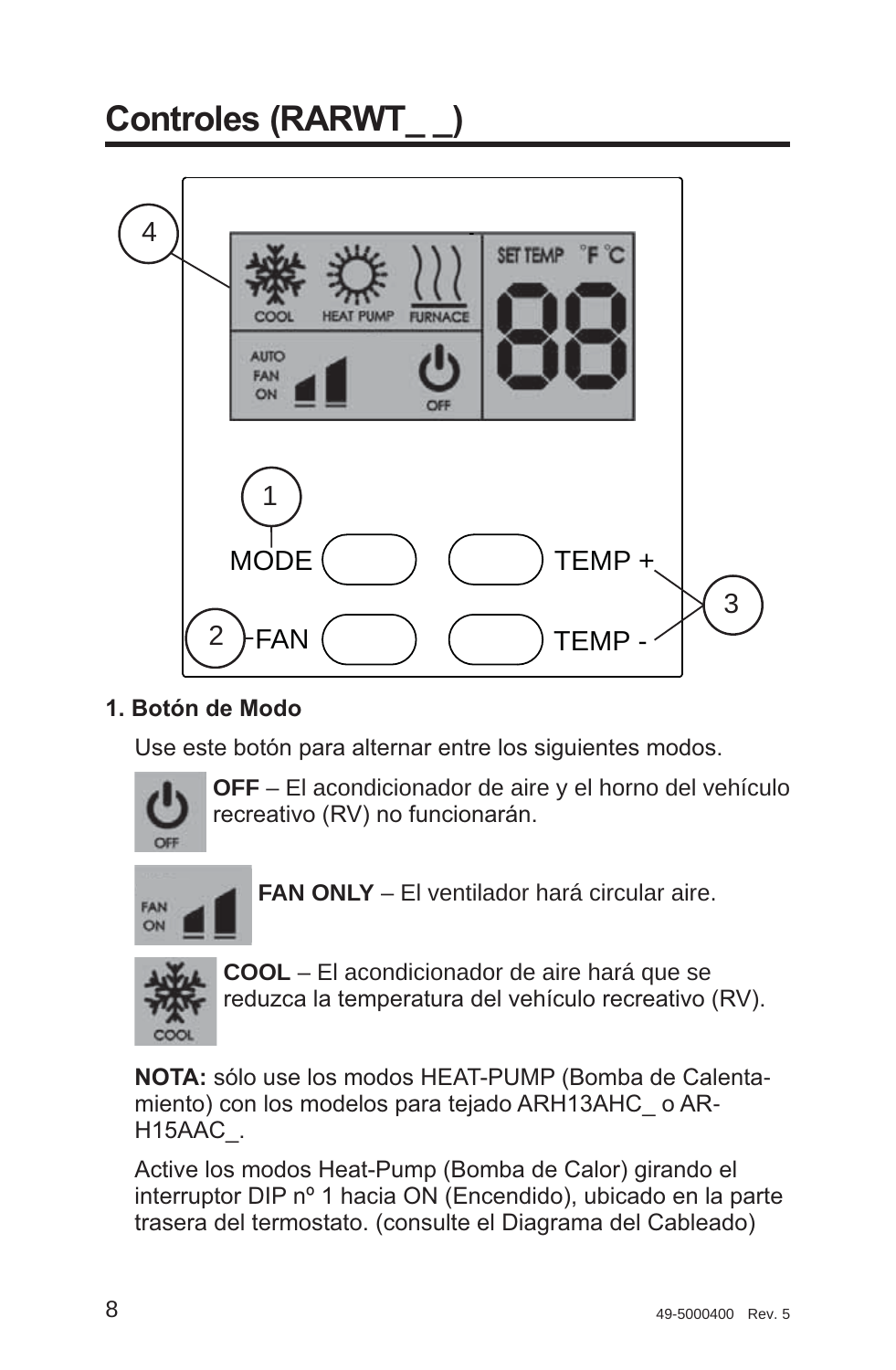# Controles (RARWT_ _)

4

COOL HEAT PUMP FURNACE

SET TEMP °F °C

AUTO FAN ON

OFF

1 MODE

TEMP +

3

2 FAN

TEMP -

**1. Botón de Modo**

Use este botón para alternar entre los siguientes modos.

**OFF** – El acondicionador de aire y el horno del vehículo recreativo (RV) no funcionarán.

**FAN ONLY** – El ventilador hará circular aire.

**COOL** – El acondicionador de aire hará que se reduzca la temperatura del vehículo recreativo (RV).

**NOTA:** sólo use los modos HEAT-PUMP (Bomba de Calentamiento) con los modelos para tejado ARH13AHC_ o ARH15AAC_.

Active los modos Heat-Pump (Bomba de Calor) girando el interruptor DIP nº 1 hacia ON (Encendido), ubicado en la parte trasera del termostato. (consulte el Diagrama del Cableado)

49-5000400 Rev. 5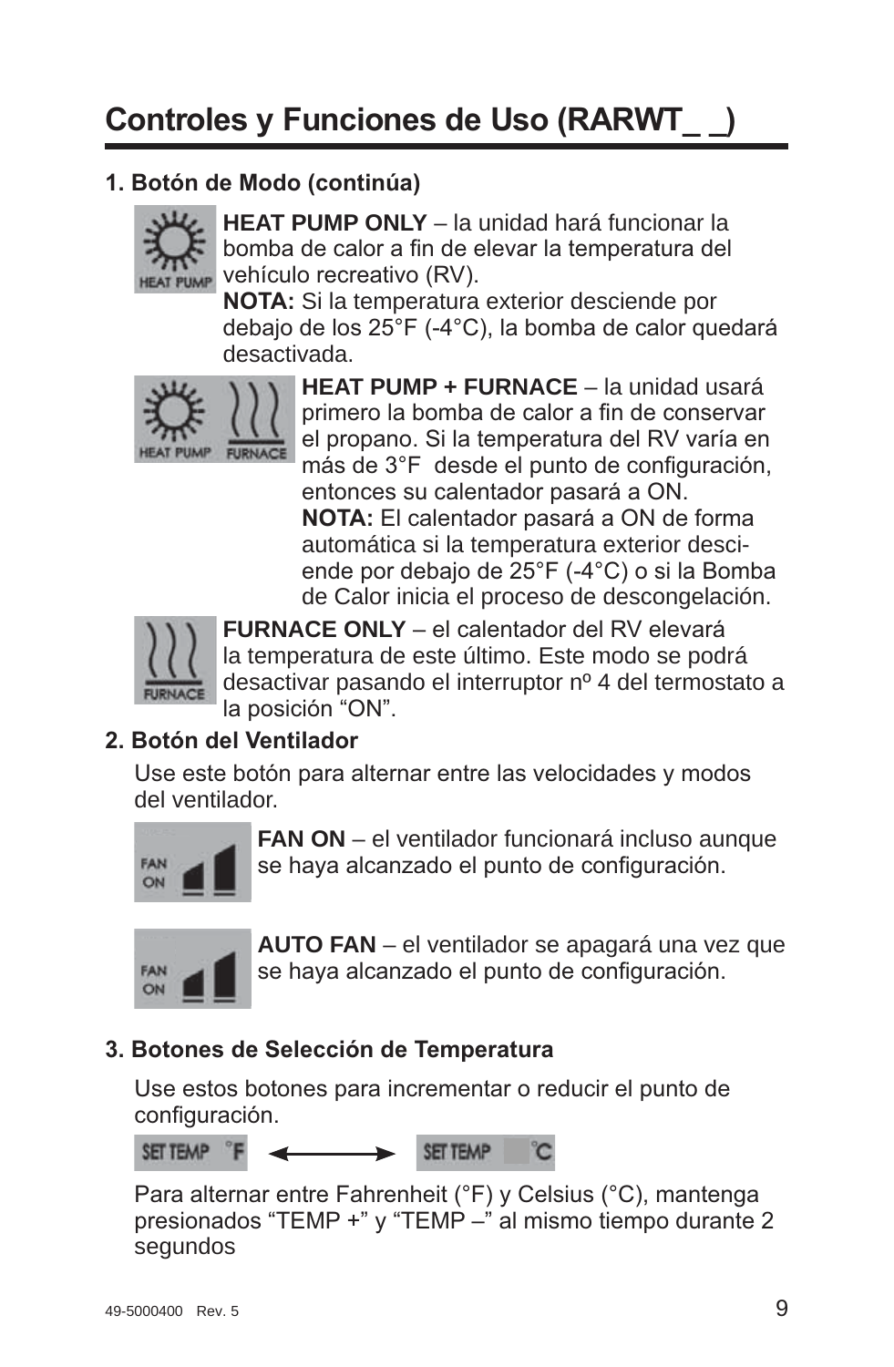# Controles y Funciones de Uso (RARWT_ _)

**1. Botón de Modo (continúa)**

**HEAT PUMP ONLY** – la unidad hará funcionar la bomba de calor a fin de elevar la temperatura del vehículo recreativo (RV).
**NOTA:** Si la temperatura exterior desciende por debajo de los 25°F (-4°C), la bomba de calor quedará desactivada.

**HEAT PUMP + FURNACE** – la unidad usará primero la bomba de calor a fin de conservar el propano. Si la temperatura del RV varía en más de 3°F desde el punto de configuración, entonces su calentador pasará a ON.
**NOTA:** El calentador pasará a ON de forma automática si la temperatura exterior desciende por debajo de 25°F (-4°C) o si la Bomba de Calor inicia el proceso de descongelación.

**FURNACE ONLY** – el calentador del RV elevará la temperatura de este último. Este modo se podrá desactivar pasando el interruptor nº 4 del termostato a la posición “ON”.

**2. Botón del Ventilador**

Use este botón para alternar entre las velocidades y modos del ventilador.

**FAN ON** – el ventilador funcionará incluso aunque se haya alcanzado el punto de configuración.

**AUTO FAN** – el ventilador se apagará una vez que se haya alcanzado el punto de configuración.

**3. Botones de Selección de Temperatura**

Use estos botones para incrementar o reducir el punto de configuración.

Para alternar entre Fahrenheit (°F) y Celsius (°C), mantenga presionados “TEMP +” y “TEMP –” al mismo tiempo durante 2 segundos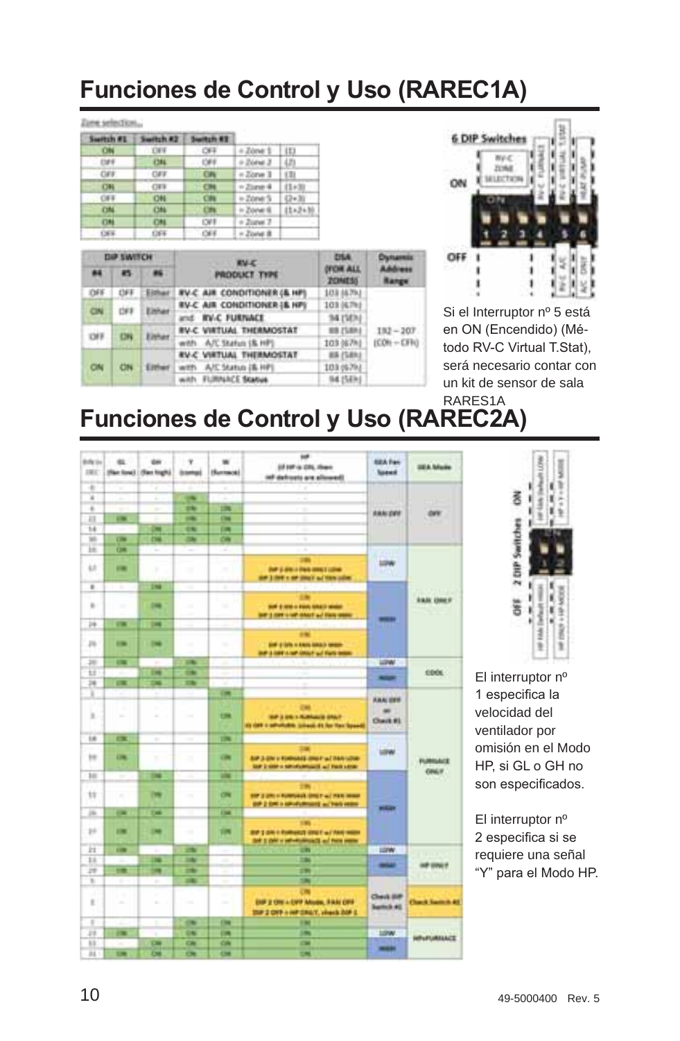# Funciones de Control y Uso (RAREC1A)

Zone selection...

| Switch #1 | Switch #2 | Switch #3 | | |
|---|---|---|---|---|
| ON | OFF | OFF | = Zone 1 | (1) |
| OFF | ON | OFF | = Zone 2 | (2) |
| OFF | OFF | ON | = Zone 3 | (3) |
| ON | OFF | ON | = Zone 4 | (1+3) |
| OFF | ON | ON | = Zone 5 | (2+3) |
| ON | ON | ON | = Zone 6 | (1+2+3) |
| ON | ON | OFF | = Zone 7 | |
| OFF | OFF | OFF | = Zone 8 | |

| DIP SWITCH | | | RV-C PRODUCT TYPE | DSA (FOR ALL ZONES) | Dynamic Address Range |
|---|---|---|---|---|---|
| #4 | #5 | #6 | | | |
| OFF | OFF | Either | RV-C AIR CONDITIONER (& HP) | 103 (67h) | |
| ON | OFF | Either | RV-C AIR CONDITIONER (& HP) and RV-C FURNACE | 103 (67h) / 94 (5Eh) | |
| OFF | ON | Either | RV-C VIRTUAL THERMOSTAT with A/C Status (& HP) | 88 (58h) / 103 (67h) | 192 – 207 (C0h – CFh) |
| ON | ON | Either | RV-C VIRTUAL THERMOSTAT with A/C Status (& HP) with FURNACE Status | 88 (58h) / 103 (67h) / 94 (5Eh) | |

6 DIP Switches

Si el Interruptor nº 5 está en ON (Encendido) (Método RV-C Virtual T.Stat), será necesario contar con un kit de sensor de sala RARES1A

# Funciones de Control y Uso (RAREC2A)

El interruptor nº 1 especifica la velocidad del ventilador por omisión en el Modo HP, si GL o GH no son especificados.

El interruptor nº 2 especifica si se requiere una señal "Y" para el Modo HP.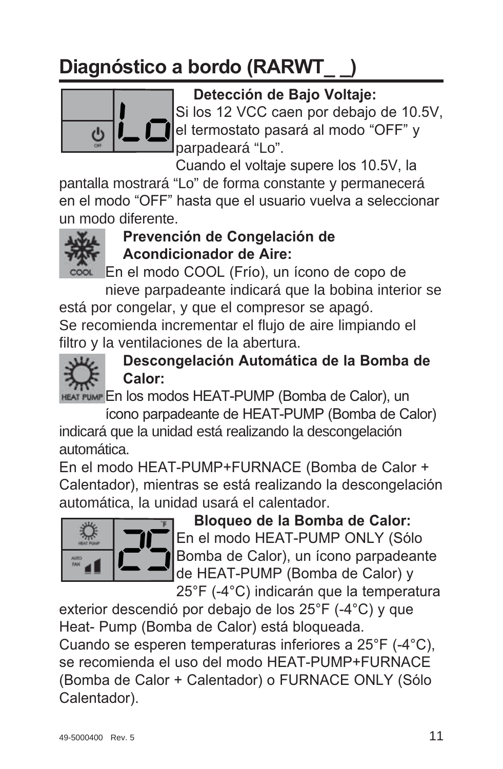# Diagnóstico a bordo (RARWT_ _)

**Detección de Bajo Voltaje:**
Si los 12 VCC caen por debajo de 10.5V, el termostato pasará al modo "OFF" y parpadeará "Lo".
Cuando el voltaje supere los 10.5V, la pantalla mostrará "Lo" de forma constante y permanecerá en el modo "OFF" hasta que el usuario vuelva a seleccionar un modo diferente.

**Prevención de Congelación de Acondicionador de Aire:**
En el modo COOL (Frío), un ícono de copo de nieve parpadeante indicará que la bobina interior se está por congelar, y que el compresor se apagó.
Se recomienda incrementar el flujo de aire limpiando el filtro y la ventilaciones de la abertura.

**Descongelación Automática de la Bomba de Calor:**
En los modos HEAT-PUMP (Bomba de Calor), un ícono parpadeante de HEAT-PUMP (Bomba de Calor) indicará que la unidad está realizando la descongelación automática.
En el modo HEAT-PUMP+FURNACE (Bomba de Calor + Calentador), mientras se está realizando la descongelación automática, la unidad usará el calentador.

**Bloqueo de la Bomba de Calor:**
En el modo HEAT-PUMP ONLY (Sólo Bomba de Calor), un ícono parpadeante de HEAT-PUMP (Bomba de Calor) y 25°F (-4°C) indicarán que la temperatura exterior descendió por debajo de los 25°F (-4°C) y que Heat- Pump (Bomba de Calor) está bloqueada.
Cuando se esperen temperaturas inferiores a 25°F (-4°C), se recomienda el uso del modo HEAT-PUMP+FURNACE (Bomba de Calor + Calentador) o FURNACE ONLY (Sólo Calentador).

49-5000400 Rev. 5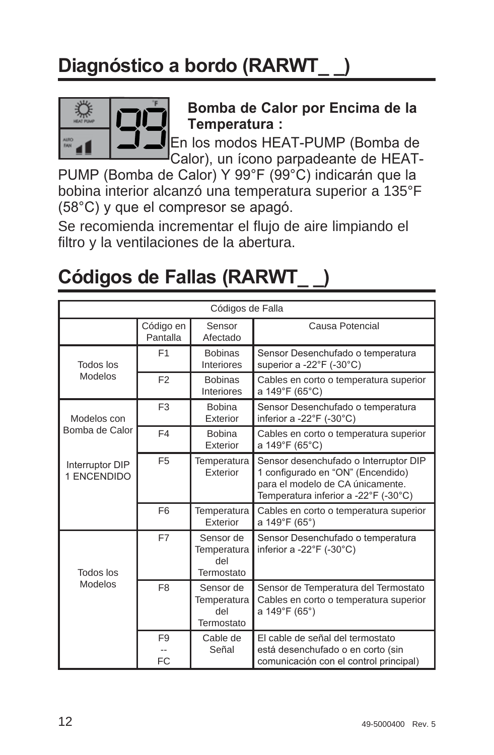# Diagnóstico a bordo (RARWT_ _)

**Bomba de Calor por Encima de la Temperatura :**

En los modos HEAT-PUMP (Bomba de Calor), un ícono parpadeante de HEAT-PUMP (Bomba de Calor) Y 99°F (99°C) indicarán que la bobina interior alcanzó una temperatura superior a 135°F (58°C) y que el compresor se apagó.

Se recomienda incrementar el flujo de aire limpiando el filtro y la ventilaciones de la abertura.

# Códigos de Fallas (RARWT_ _)

| Códigos de Falla | | | |
|---|---|---|---|
| | Código en Pantalla | Sensor Afectado | Causa Potencial |
| Todos los Modelos | F1 | Bobinas Interiores | Sensor Desenchufado o temperatura superior a -22°F (-30°C) |
| | F2 | Bobinas Interiores | Cables en corto o temperatura superior a 149°F (65°C) |
| Modelos con Bomba de Calor | F3 | Bobina Exterior | Sensor Desenchufado o temperatura inferior a -22°F (-30°C) |
| | F4 | Bobina Exterior | Cables en corto o temperatura superior a 149°F (65°C) |
| Interruptor DIP 1 ENCENDIDO | F5 | Temperatura Exterior | Sensor desenchufado o Interruptor DIP 1 configurado en “ON” (Encendido) para el modelo de CA únicamente. Temperatura inferior a -22°F (-30°C) |
| | F6 | Temperatura Exterior | Cables en corto o temperatura superior a 149°F (65°) |
| Todos los Modelos | F7 | Sensor de Temperatura del Termostato | Sensor Desenchufado o temperatura inferior a -22°F (-30°C) |
| | F8 | Sensor de Temperatura del Termostato | Sensor de Temperatura del Termostato Cables en corto o temperatura superior a 149°F (65°) |
| | F9 -- FC | Cable de Señal | El cable de señal del termostato está desenchufado o en corto (sin comunicación con el control principal) |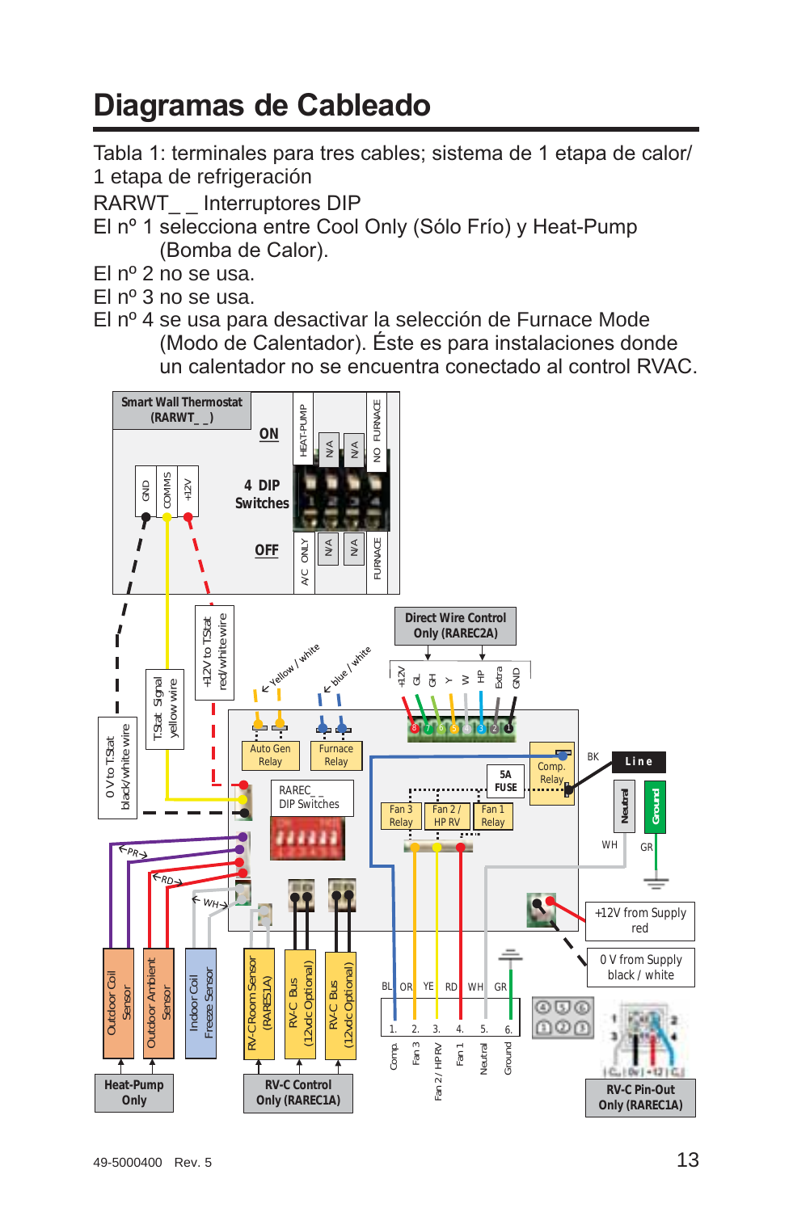# Diagramas de Cableado

Tabla 1: terminales para tres cables; sistema de 1 etapa de calor/ 1 etapa de refrigeración

RARWT_ _ Interruptores DIP

El nº 1 selecciona entre Cool Only (Sólo Frío) y Heat-Pump (Bomba de Calor).

El nº 2 no se usa.

El nº 3 no se usa.

El nº 4 se usa para desactivar la selección de Furnace Mode (Modo de Calentador). Éste es para instalaciones donde un calentador no se encuentra conectado al control RVAC.

Smart Wall Thermostat (RARWT_ _)

GND COMMS +12V

ON

4 DIP Switches

OFF

HEAT-PUMP | N/A | N/A | NO FURNACE

A/C ONLY | N/A | N/A | FURNACE

0 V to T-Stat black/white wire

T-Stat Signal yellow wire

+12V to T-Stat red/white wire

Yellow / white

blue / white

Direct Wire Control Only (RAREC2A)

+12V GL GH Y W HP Extra GND

Auto Gen Relay

Furnace Relay

Comp. Relay

5A FUSE

RAREC_ _ DIP Switches

Fan 3 Relay

Fan 2 / HP RV

Fan 1 Relay

BK

Line

Neutral

Ground

WH

GR

PR

RD

WH

+12V from Supply red

0 V from Supply black / white

Outdoor Coil Sensor

Outdoor Ambient Sensor

Indoor Coil Freeze Sensor

RV-C Room Sensor (RARES1A)

RV-C Bus (12vdc Optional)

RV-C Bus (12vdc Optional)

BL OR YE RD WH GR

1. 2. 3. 4. 5. 6.

Comp. Fan 3 Fan 2 / HP RV Fan 1 Neutral Ground

Heat-Pump Only

RV-C Control Only (RAREC1A)

RV-C Pin-Out Only (RAREC1A)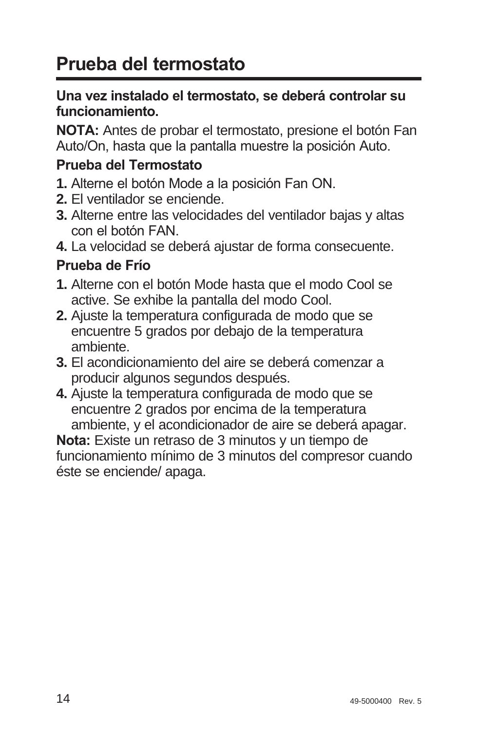# Prueba del termostato

**Una vez instalado el termostato, se deberá controlar su funcionamiento.**

**NOTA:** Antes de probar el termostato, presione el botón Fan Auto/On, hasta que la pantalla muestre la posición Auto.

### Prueba del Termostato

1. Alterne el botón Mode a la posición Fan ON.
2. El ventilador se enciende.
3. Alterne entre las velocidades del ventilador bajas y altas con el botón FAN.
4. La velocidad se deberá ajustar de forma consecuente.

### Prueba de Frío

1. Alterne con el botón Mode hasta que el modo Cool se active. Se exhibe la pantalla del modo Cool.
2. Ajuste la temperatura configurada de modo que se encuentre 5 grados por debajo de la temperatura ambiente.
3. El acondicionamiento del aire se deberá comenzar a producir algunos segundos después.
4. Ajuste la temperatura configurada de modo que se encuentre 2 grados por encima de la temperatura ambiente, y el acondicionador de aire se deberá apagar.

**Nota:** Existe un retraso de 3 minutos y un tiempo de funcionamiento mínimo de 3 minutos del compresor cuando éste se enciende/ apaga.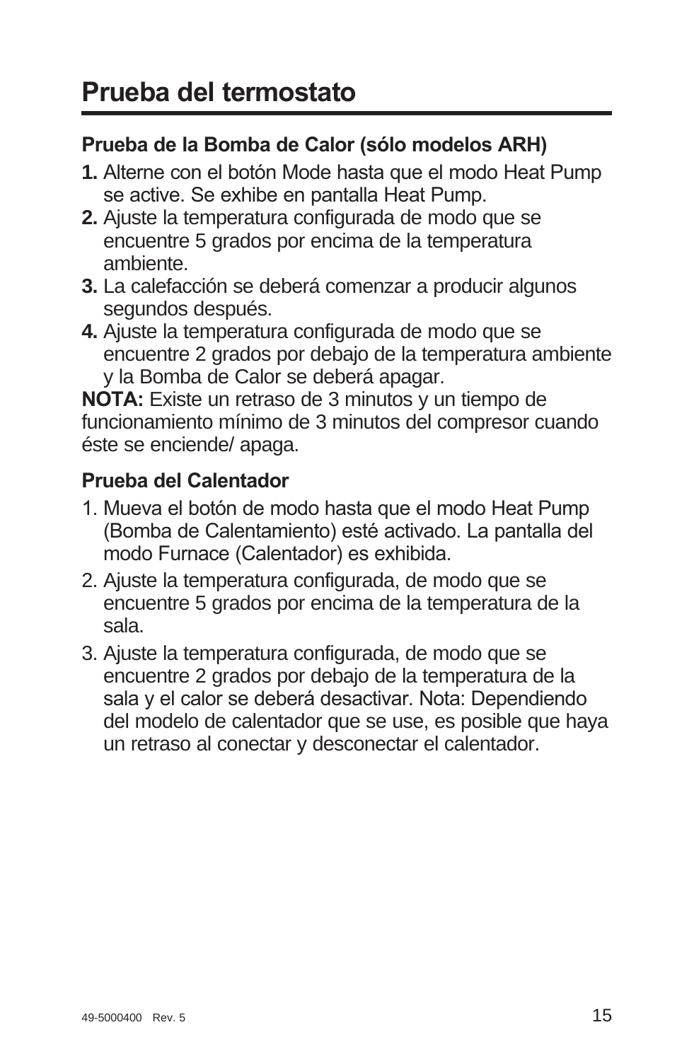# Prueba del termostato

### Prueba de la Bomba de Calor (sólo modelos ARH)

**1.** Alterne con el botón Mode hasta que el modo Heat Pump se active. Se exhibe en pantalla Heat Pump.

**2.** Ajuste la temperatura configurada de modo que se encuentre 5 grados por encima de la temperatura ambiente.

**3.** La calefacción se deberá comenzar a producir algunos segundos después.

**4.** Ajuste la temperatura configurada de modo que se encuentre 2 grados por debajo de la temperatura ambiente y la Bomba de Calor se deberá apagar.

**NOTA:** Existe un retraso de 3 minutos y un tiempo de funcionamiento mínimo de 3 minutos del compresor cuando éste se enciende/ apaga.

### Prueba del Calentador

1. Mueva el botón de modo hasta que el modo Heat Pump (Bomba de Calentamiento) esté activado. La pantalla del modo Furnace (Calentador) es exhibida.
2. Ajuste la temperatura configurada, de modo que se encuentre 5 grados por encima de la temperatura de la sala.
3. Ajuste la temperatura configurada, de modo que se encuentre 2 grados por debajo de la temperatura de la sala y el calor se deberá desactivar. Nota: Dependiendo del modelo de calentador que se use, es posible que haya un retraso al conectar y desconectar el calentador.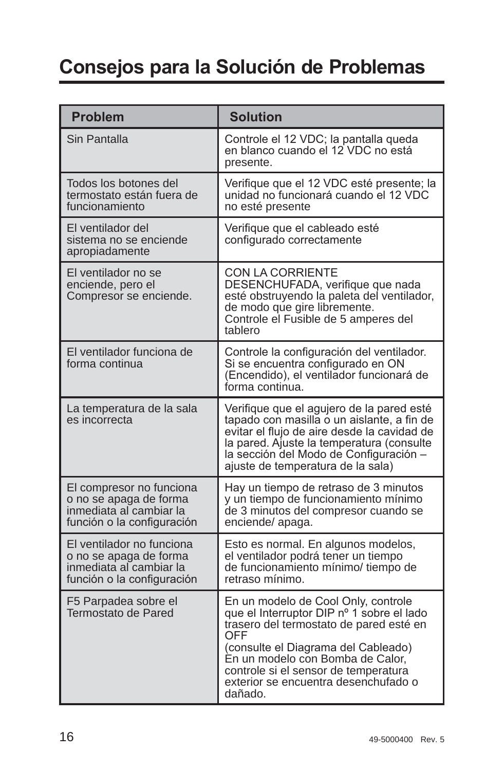# Consejos para la Solución de Problemas

| Problem | Solution |
|---|---|
| Sin Pantalla | Controle el 12 VDC; la pantalla queda en blanco cuando el 12 VDC no está presente. |
| Todos los botones del termostato están fuera de funcionamiento | Verifique que el 12 VDC esté presente; la unidad no funcionará cuando el 12 VDC no esté presente |
| El ventilador del sistema no se enciende apropiadamente | Verifique que el cableado esté configurado correctamente |
| El ventilador no se enciende, pero el Compresor se enciende. | CON LA CORRIENTE DESENCHUFADA, verifique que nada esté obstruyendo la paleta del ventilador, de modo que gire libremente. Controle el Fusible de 5 amperes del tablero |
| El ventilador funciona de forma continua | Controle la configuración del ventilador. Si se encuentra configurado en ON (Encendido), el ventilador funcionará de forma continua. |
| La temperatura de la sala es incorrecta | Verifique que el agujero de la pared esté tapado con masilla o un aislante, a fin de evitar el flujo de aire desde la cavidad de la pared. Ajuste la temperatura (consulte la sección del Modo de Configuración – ajuste de temperatura de la sala) |
| El compresor no funciona o no se apaga de forma inmediata al cambiar la función o la configuración | Hay un tiempo de retraso de 3 minutos y un tiempo de funcionamiento mínimo de 3 minutos del compresor cuando se enciende/ apaga. |
| El ventilador no funciona o no se apaga de forma inmediata al cambiar la función o la configuración | Esto es normal. En algunos modelos, el ventilador podrá tener un tiempo de funcionamiento mínimo/ tiempo de retraso mínimo. |
| F5 Parpadea sobre el Termostato de Pared | En un modelo de Cool Only, controle que el Interruptor DIP nº 1 sobre el lado trasero del termostato de pared esté en OFF (consulte el Diagrama del Cableado) En un modelo con Bomba de Calor, controle si el sensor de temperatura exterior se encuentra desenchufado o dañado. |

49-5000400 Rev. 5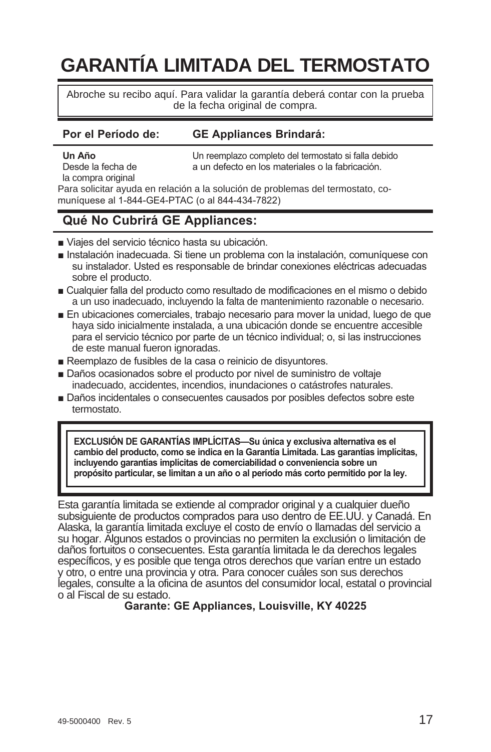# GARANTÍA LIMITADA DEL TERMOSTATO

Abroche su recibo aquí. Para validar la garantía deberá contar con la prueba de la fecha original de compra.

| Por el Período de: | GE Appliances Brindará: |
|---|---|
| **Un Año** Desde la fecha de la compra original | Un reemplazo completo del termostato si falla debido a un defecto en los materiales o la fabricación. |

Para solicitar ayuda en relación a la solución de problemas del termostato, comuníquese al 1-844-GE4-PTAC (o al 844-434-7822)

## Qué No Cubrirá GE Appliances:

- Viajes del servicio técnico hasta su ubicación.
- Instalación inadecuada. Si tiene un problema con la instalación, comuníquese con su instalador. Usted es responsable de brindar conexiones eléctricas adecuadas sobre el producto.
- Cualquier falla del producto como resultado de modificaciones en el mismo o debido a un uso inadecuado, incluyendo la falta de mantenimiento razonable o necesario.
- En ubicaciones comerciales, trabajo necesario para mover la unidad, luego de que haya sido inicialmente instalada, a una ubicación donde se encuentre accesible para el servicio técnico por parte de un técnico individual; o, si las instrucciones de este manual fueron ignoradas.
- Reemplazo de fusibles de la casa o reinicio de disyuntores.
- Daños ocasionados sobre el producto por nivel de suministro de voltaje inadecuado, accidentes, incendios, inundaciones o catástrofes naturales.
- Daños incidentales o consecuentes causados por posibles defectos sobre este termostato.

**EXCLUSIÓN DE GARANTÍAS IMPLÍCITAS—Su única y exclusiva alternativa es el cambio del producto, como se indica en la Garantía Limitada. Las garantías implícitas, incluyendo garantías implícitas de comerciabilidad o conveniencia sobre un propósito particular, se limitan a un año o al período más corto permitido por la ley.**

Esta garantía limitada se extiende al comprador original y a cualquier dueño subsiguiente de productos comprados para uso dentro de EE.UU. y Canadá. En Alaska, la garantía limitada excluye el costo de envío o llamadas del servicio a su hogar. Algunos estados o provincias no permiten la exclusión o limitación de daños fortuitos o consecuentes. Esta garantía limitada le da derechos legales específicos, y es posible que tenga otros derechos que varían entre un estado y otro, o entre una provincia y otra. Para conocer cuáles son sus derechos legales, consulte a la oficina de asuntos del consumidor local, estatal o provincial o al Fiscal de su estado.

**Garante: GE Appliances, Louisville, KY 40225**

49-5000400 Rev. 5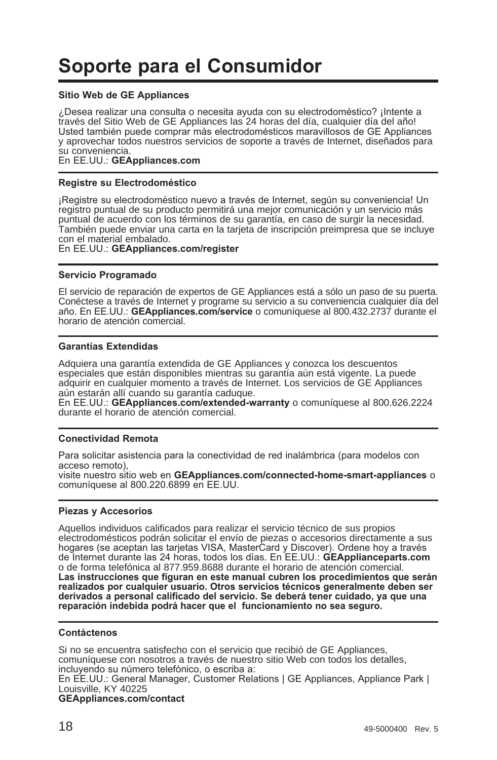# Soporte para el Consumidor

### Sitio Web de GE Appliances

¿Desea realizar una consulta o necesita ayuda con su electrodoméstico? ¡Intente a través del Sitio Web de GE Appliances las 24 horas del día, cualquier día del año! Usted también puede comprar más electrodomésticos maravillosos de GE Appliances y aprovechar todos nuestros servicios de soporte a través de Internet, diseñados para su conveniencia.
En EE.UU.: **GEAppliances.com**

### Registre su Electrodoméstico

¡Registre su electrodoméstico nuevo a través de Internet, según su conveniencia! Un registro puntual de su producto permitirá una mejor comunicación y un servicio más puntual de acuerdo con los términos de su garantía, en caso de surgir la necesidad. También puede enviar una carta en la tarjeta de inscripción preimpresa que se incluye con el material embalado.
En EE.UU.: **GEAppliances.com/register**

### Servicio Programado

El servicio de reparación de expertos de GE Appliances está a sólo un paso de su puerta. Conéctese a través de Internet y programe su servicio a su conveniencia cualquier día del año. En EE.UU.: **GEAppliances.com/service** o comuníquese al 800.432.2737 durante el horario de atención comercial.

### Garantías Extendidas

Adquiera una garantía extendida de GE Appliances y conozca los descuentos especiales que están disponibles mientras su garantía aún está vigente. La puede adquirir en cualquier momento a través de Internet. Los servicios de GE Appliances aún estarán allí cuando su garantía caduque.
En EE.UU.: **GEAppliances.com/extended-warranty** o comuníquese al 800.626.2224 durante el horario de atención comercial.

### Conectividad Remota

Para solicitar asistencia para la conectividad de red inalámbrica (para modelos con acceso remoto),
visite nuestro sitio web en **GEAppliances.com/connected-home-smart-appliances** o comuníquese al 800.220.6899 en EE.UU.

### Piezas y Accesorios

Aquellos individuos calificados para realizar el servicio técnico de sus propios electrodomésticos podrán solicitar el envío de piezas o accesorios directamente a sus hogares (se aceptan las tarjetas VISA, MasterCard y Discover). Ordene hoy a través de Internet durante las 24 horas, todos los días. En EE.UU.: **GEApplianceparts.com** o de forma telefónica al 877.959.8688 durante el horario de atención comercial.
**Las instrucciones que figuran en este manual cubren los procedimientos que serán realizados por cualquier usuario. Otros servicios técnicos generalmente deben ser derivados a personal calificado del servicio. Se deberá tener cuidado, ya que una reparación indebida podrá hacer que el funcionamiento no sea seguro.**

### Contáctenos

Si no se encuentra satisfecho con el servicio que recibió de GE Appliances, comuníquese con nosotros a través de nuestro sitio Web con todos los detalles, incluyendo su número telefónico, o escriba a:
En EE.UU.: General Manager, Customer Relations | GE Appliances, Appliance Park | Louisville, KY 40225
**GEAppliances.com/contact**

49-5000400 Rev. 5